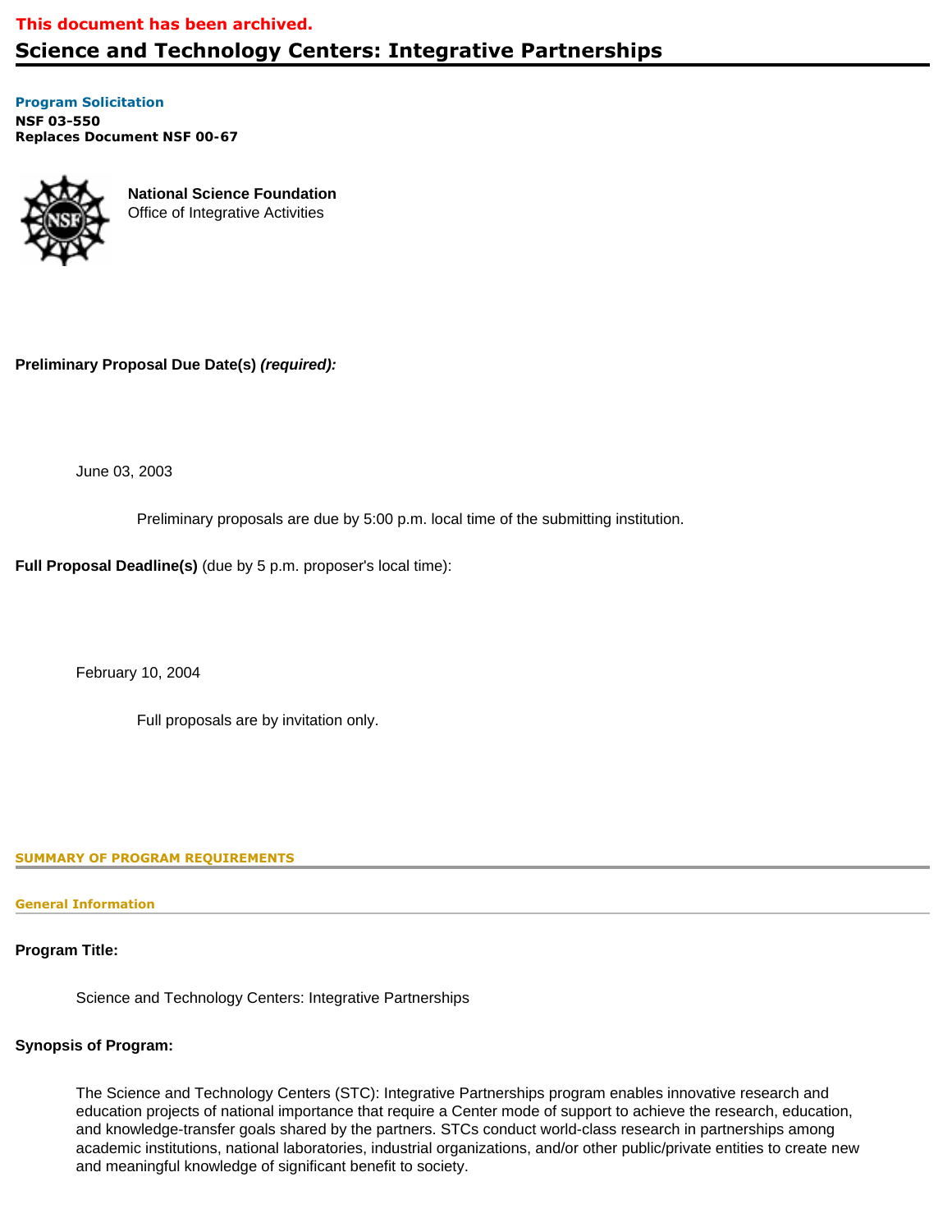**This document has been archived.**

# Science and Technology Centers: Integrative Partnerships

**Program Solicitation**
**NSF 03-550**
**Replaces Document NSF 00-67**

**National Science Foundation**
Office of Integrative Activities

**Preliminary Proposal Due Date(s)** ***(required):***

June 03, 2003

Preliminary proposals are due by 5:00 p.m. local time of the submitting institution.

**Full Proposal Deadline(s)** (due by 5 p.m. proposer's local time):

February 10, 2004

Full proposals are by invitation only.

## SUMMARY OF PROGRAM REQUIREMENTS

### General Information

**Program Title:**

Science and Technology Centers: Integrative Partnerships

**Synopsis of Program:**

The Science and Technology Centers (STC): Integrative Partnerships program enables innovative research and education projects of national importance that require a Center mode of support to achieve the research, education, and knowledge-transfer goals shared by the partners. STCs conduct world-class research in partnerships among academic institutions, national laboratories, industrial organizations, and/or other public/private entities to create new and meaningful knowledge of significant benefit to society.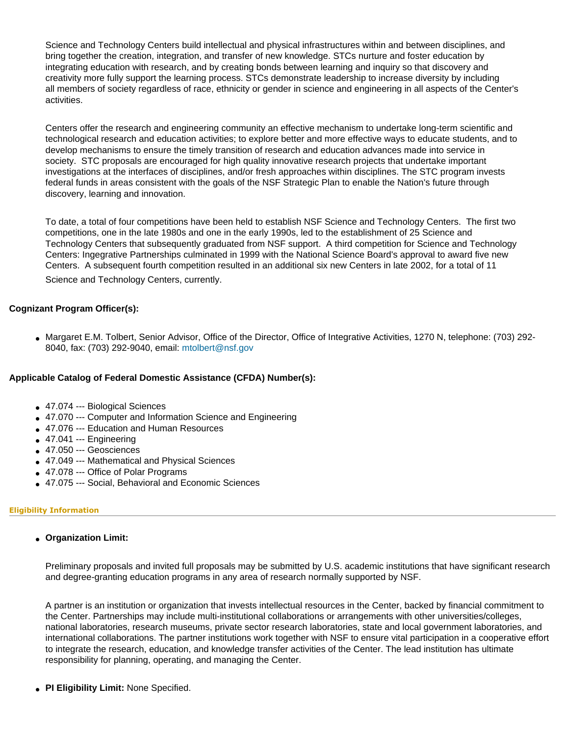Science and Technology Centers build intellectual and physical infrastructures within and between disciplines, and bring together the creation, integration, and transfer of new knowledge. STCs nurture and foster education by integrating education with research, and by creating bonds between learning and inquiry so that discovery and creativity more fully support the learning process. STCs demonstrate leadership to increase diversity by including all members of society regardless of race, ethnicity or gender in science and engineering in all aspects of the Center's activities.

Centers offer the research and engineering community an effective mechanism to undertake long-term scientific and technological research and education activities; to explore better and more effective ways to educate students, and to develop mechanisms to ensure the timely transition of research and education advances made into service in society. STC proposals are encouraged for high quality innovative research projects that undertake important investigations at the interfaces of disciplines, and/or fresh approaches within disciplines. The STC program invests federal funds in areas consistent with the goals of the NSF Strategic Plan to enable the Nation's future through discovery, learning and innovation.

To date, a total of four competitions have been held to establish NSF Science and Technology Centers. The first two competitions, one in the late 1980s and one in the early 1990s, led to the establishment of 25 Science and Technology Centers that subsequently graduated from NSF support. A third competition for Science and Technology Centers: Ingegrative Partnerships culminated in 1999 with the National Science Board's approval to award five new Centers. A subsequent fourth competition resulted in an additional six new Centers in late 2002, for a total of 11 Science and Technology Centers, currently.

**Cognizant Program Officer(s):**

- Margaret E.M. Tolbert, Senior Advisor, Office of the Director, Office of Integrative Activities, 1270 N, telephone: (703) 292-8040, fax: (703) 292-9040, email: mtolbert@nsf.gov

**Applicable Catalog of Federal Domestic Assistance (CFDA) Number(s):**

- 47.074 --- Biological Sciences
- 47.070 --- Computer and Information Science and Engineering
- 47.076 --- Education and Human Resources
- 47.041 --- Engineering
- 47.050 --- Geosciences
- 47.049 --- Mathematical and Physical Sciences
- 47.078 --- Office of Polar Programs
- 47.075 --- Social, Behavioral and Economic Sciences

### Eligibility Information

- **Organization Limit:**

  Preliminary proposals and invited full proposals may be submitted by U.S. academic institutions that have significant research and degree-granting education programs in any area of research normally supported by NSF.

  A partner is an institution or organization that invests intellectual resources in the Center, backed by financial commitment to the Center. Partnerships may include multi-institutional collaborations or arrangements with other universities/colleges, national laboratories, research museums, private sector research laboratories, state and local government laboratories, and international collaborations. The partner institutions work together with NSF to ensure vital participation in a cooperative effort to integrate the research, education, and knowledge transfer activities of the Center. The lead institution has ultimate responsibility for planning, operating, and managing the Center.

- **PI Eligibility Limit:** None Specified.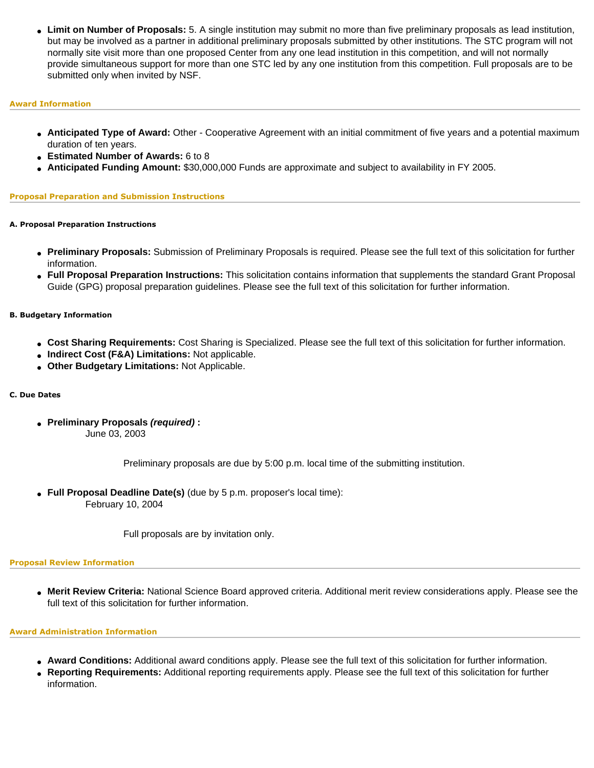- **Limit on Number of Proposals:** 5. A single institution may submit no more than five preliminary proposals as lead institution, but may be involved as a partner in additional preliminary proposals submitted by other institutions. The STC program will not normally site visit more than one proposed Center from any one lead institution in this competition, and will not normally provide simultaneous support for more than one STC led by any one institution from this competition. Full proposals are to be submitted only when invited by NSF.

### Award Information

- **Anticipated Type of Award:** Other - Cooperative Agreement with an initial commitment of five years and a potential maximum duration of ten years.
- **Estimated Number of Awards:** 6 to 8
- **Anticipated Funding Amount:** $30,000,000 Funds are approximate and subject to availability in FY 2005.

### Proposal Preparation and Submission Instructions

#### A. Proposal Preparation Instructions

- **Preliminary Proposals:** Submission of Preliminary Proposals is required. Please see the full text of this solicitation for further information.
- **Full Proposal Preparation Instructions:** This solicitation contains information that supplements the standard Grant Proposal Guide (GPG) proposal preparation guidelines. Please see the full text of this solicitation for further information.

#### B. Budgetary Information

- **Cost Sharing Requirements:** Cost Sharing is Specialized. Please see the full text of this solicitation for further information.
- **Indirect Cost (F&A) Limitations:** Not applicable.
- **Other Budgetary Limitations:** Not Applicable.

#### C. Due Dates

- **Preliminary Proposals *(required)* :**
  June 03, 2003

  Preliminary proposals are due by 5:00 p.m. local time of the submitting institution.

- **Full Proposal Deadline Date(s)** (due by 5 p.m. proposer's local time):
  February 10, 2004

  Full proposals are by invitation only.

### Proposal Review Information

- **Merit Review Criteria:** National Science Board approved criteria. Additional merit review considerations apply. Please see the full text of this solicitation for further information.

### Award Administration Information

- **Award Conditions:** Additional award conditions apply. Please see the full text of this solicitation for further information.
- **Reporting Requirements:** Additional reporting requirements apply. Please see the full text of this solicitation for further information.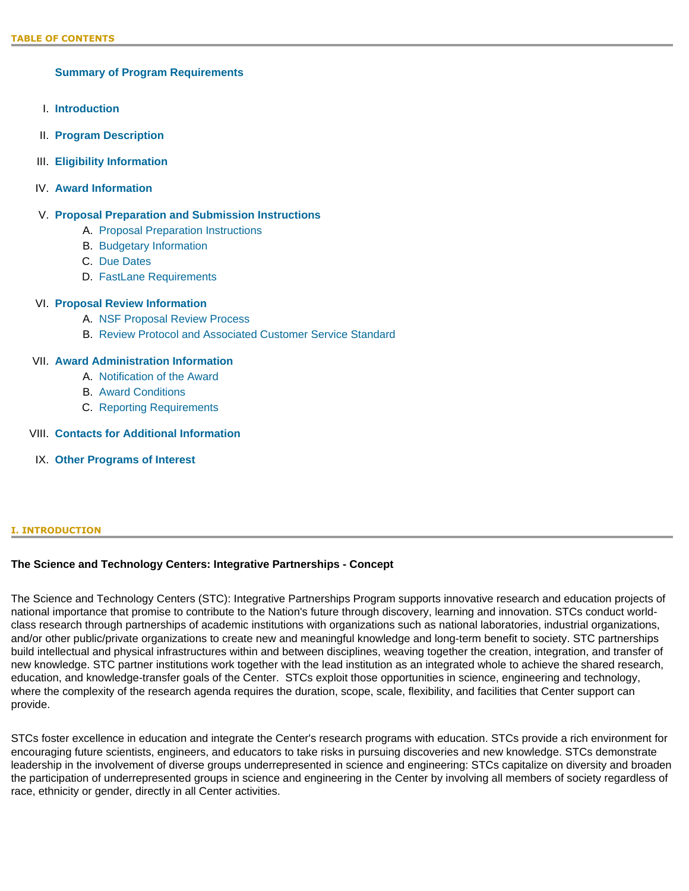## TABLE OF CONTENTS

**Summary of Program Requirements**

I. **Introduction**

II. **Program Description**

III. **Eligibility Information**

IV. **Award Information**

V. **Proposal Preparation and Submission Instructions**
   - A. Proposal Preparation Instructions
   - B. Budgetary Information
   - C. Due Dates
   - D. FastLane Requirements

VI. **Proposal Review Information**
   - A. NSF Proposal Review Process
   - B. Review Protocol and Associated Customer Service Standard

VII. **Award Administration Information**
   - A. Notification of the Award
   - B. Award Conditions
   - C. Reporting Requirements

VIII. **Contacts for Additional Information**

IX. **Other Programs of Interest**

## I. INTRODUCTION

**The Science and Technology Centers: Integrative Partnerships - Concept**

The Science and Technology Centers (STC): Integrative Partnerships Program supports innovative research and education projects of national importance that promise to contribute to the Nation's future through discovery, learning and innovation. STCs conduct world-class research through partnerships of academic institutions with organizations such as national laboratories, industrial organizations, and/or other public/private organizations to create new and meaningful knowledge and long-term benefit to society. STC partnerships build intellectual and physical infrastructures within and between disciplines, weaving together the creation, integration, and transfer of new knowledge. STC partner institutions work together with the lead institution as an integrated whole to achieve the shared research, education, and knowledge-transfer goals of the Center. STCs exploit those opportunities in science, engineering and technology, where the complexity of the research agenda requires the duration, scope, scale, flexibility, and facilities that Center support can provide.

STCs foster excellence in education and integrate the Center's research programs with education. STCs provide a rich environment for encouraging future scientists, engineers, and educators to take risks in pursuing discoveries and new knowledge. STCs demonstrate leadership in the involvement of diverse groups underrepresented in science and engineering: STCs capitalize on diversity and broaden the participation of underrepresented groups in science and engineering in the Center by involving all members of society regardless of race, ethnicity or gender, directly in all Center activities.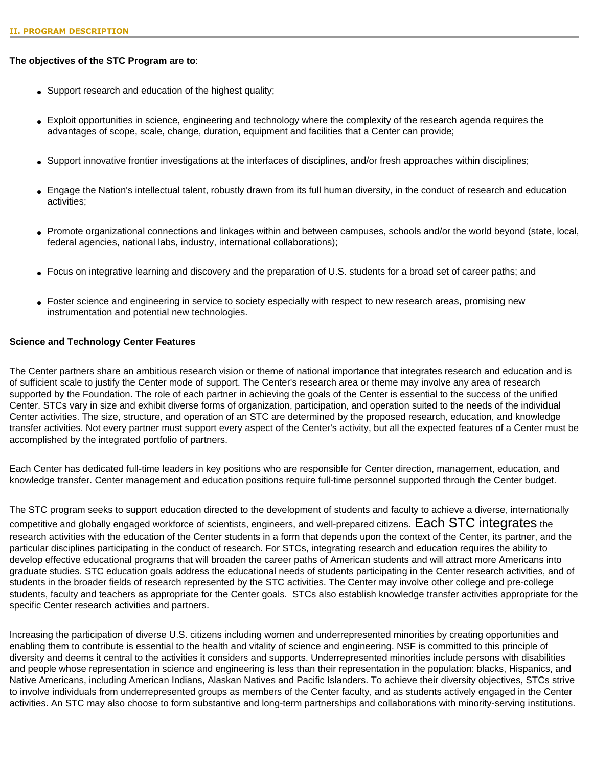## II. PROGRAM DESCRIPTION

**The objectives of the STC Program are to**:

- Support research and education of the highest quality;
- Exploit opportunities in science, engineering and technology where the complexity of the research agenda requires the advantages of scope, scale, change, duration, equipment and facilities that a Center can provide;
- Support innovative frontier investigations at the interfaces of disciplines, and/or fresh approaches within disciplines;
- Engage the Nation's intellectual talent, robustly drawn from its full human diversity, in the conduct of research and education activities;
- Promote organizational connections and linkages within and between campuses, schools and/or the world beyond (state, local, federal agencies, national labs, industry, international collaborations);
- Focus on integrative learning and discovery and the preparation of U.S. students for a broad set of career paths; and
- Foster science and engineering in service to society especially with respect to new research areas, promising new instrumentation and potential new technologies.

**Science and Technology Center Features**

The Center partners share an ambitious research vision or theme of national importance that integrates research and education and is of sufficient scale to justify the Center mode of support. The Center's research area or theme may involve any area of research supported by the Foundation. The role of each partner in achieving the goals of the Center is essential to the success of the unified Center. STCs vary in size and exhibit diverse forms of organization, participation, and operation suited to the needs of the individual Center activities. The size, structure, and operation of an STC are determined by the proposed research, education, and knowledge transfer activities. Not every partner must support every aspect of the Center's activity, but all the expected features of a Center must be accomplished by the integrated portfolio of partners.

Each Center has dedicated full-time leaders in key positions who are responsible for Center direction, management, education, and knowledge transfer. Center management and education positions require full-time personnel supported through the Center budget.

The STC program seeks to support education directed to the development of students and faculty to achieve a diverse, internationally competitive and globally engaged workforce of scientists, engineers, and well-prepared citizens. Each STC integrates the research activities with the education of the Center students in a form that depends upon the context of the Center, its partner, and the particular disciplines participating in the conduct of research. For STCs, integrating research and education requires the ability to develop effective educational programs that will broaden the career paths of American students and will attract more Americans into graduate studies. STC education goals address the educational needs of students participating in the Center research activities, and of students in the broader fields of research represented by the STC activities. The Center may involve other college and pre-college students, faculty and teachers as appropriate for the Center goals. STCs also establish knowledge transfer activities appropriate for the specific Center research activities and partners.

Increasing the participation of diverse U.S. citizens including women and underrepresented minorities by creating opportunities and enabling them to contribute is essential to the health and vitality of science and engineering. NSF is committed to this principle of diversity and deems it central to the activities it considers and supports. Underrepresented minorities include persons with disabilities and people whose representation in science and engineering is less than their representation in the population: blacks, Hispanics, and Native Americans, including American Indians, Alaskan Natives and Pacific Islanders. To achieve their diversity objectives, STCs strive to involve individuals from underrepresented groups as members of the Center faculty, and as students actively engaged in the Center activities. An STC may also choose to form substantive and long-term partnerships and collaborations with minority-serving institutions.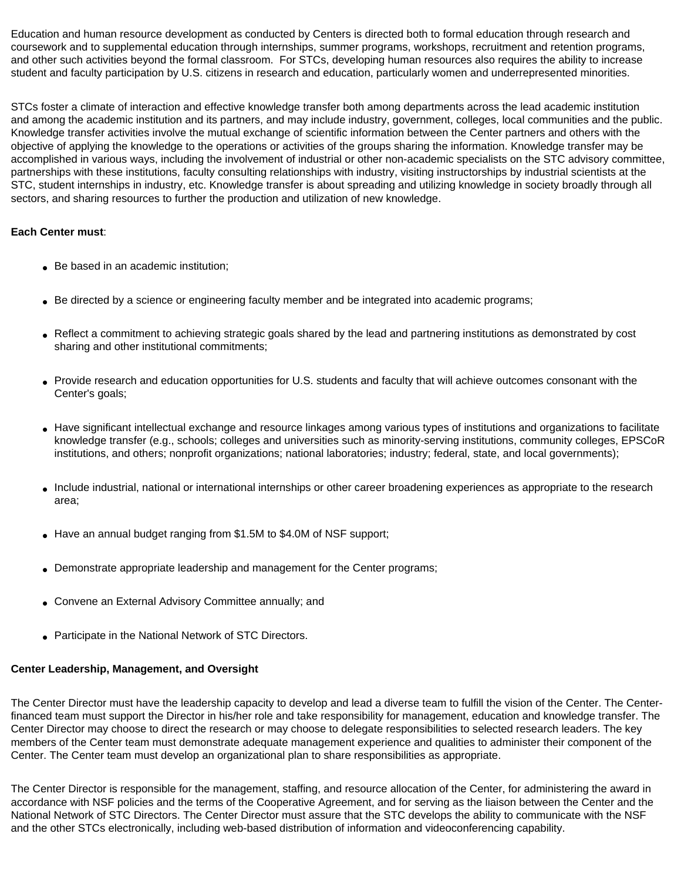Education and human resource development as conducted by Centers is directed both to formal education through research and coursework and to supplemental education through internships, summer programs, workshops, recruitment and retention programs, and other such activities beyond the formal classroom. For STCs, developing human resources also requires the ability to increase student and faculty participation by U.S. citizens in research and education, particularly women and underrepresented minorities.

STCs foster a climate of interaction and effective knowledge transfer both among departments across the lead academic institution and among the academic institution and its partners, and may include industry, government, colleges, local communities and the public. Knowledge transfer activities involve the mutual exchange of scientific information between the Center partners and others with the objective of applying the knowledge to the operations or activities of the groups sharing the information. Knowledge transfer may be accomplished in various ways, including the involvement of industrial or other non-academic specialists on the STC advisory committee, partnerships with these institutions, faculty consulting relationships with industry, visiting instructorships by industrial scientists at the STC, student internships in industry, etc. Knowledge transfer is about spreading and utilizing knowledge in society broadly through all sectors, and sharing resources to further the production and utilization of new knowledge.

**Each Center must**:

- Be based in an academic institution;
- Be directed by a science or engineering faculty member and be integrated into academic programs;
- Reflect a commitment to achieving strategic goals shared by the lead and partnering institutions as demonstrated by cost sharing and other institutional commitments;
- Provide research and education opportunities for U.S. students and faculty that will achieve outcomes consonant with the Center's goals;
- Have significant intellectual exchange and resource linkages among various types of institutions and organizations to facilitate knowledge transfer (e.g., schools; colleges and universities such as minority-serving institutions, community colleges, EPSCoR institutions, and others; nonprofit organizations; national laboratories; industry; federal, state, and local governments);
- Include industrial, national or international internships or other career broadening experiences as appropriate to the research area;
- Have an annual budget ranging from $1.5M to $4.0M of NSF support;
- Demonstrate appropriate leadership and management for the Center programs;
- Convene an External Advisory Committee annually; and
- Participate in the National Network of STC Directors.

**Center Leadership, Management, and Oversight**

The Center Director must have the leadership capacity to develop and lead a diverse team to fulfill the vision of the Center. The Center-financed team must support the Director in his/her role and take responsibility for management, education and knowledge transfer. The Center Director may choose to direct the research or may choose to delegate responsibilities to selected research leaders. The key members of the Center team must demonstrate adequate management experience and qualities to administer their component of the Center. The Center team must develop an organizational plan to share responsibilities as appropriate.

The Center Director is responsible for the management, staffing, and resource allocation of the Center, for administering the award in accordance with NSF policies and the terms of the Cooperative Agreement, and for serving as the liaison between the Center and the National Network of STC Directors. The Center Director must assure that the STC develops the ability to communicate with the NSF and the other STCs electronically, including web-based distribution of information and videoconferencing capability.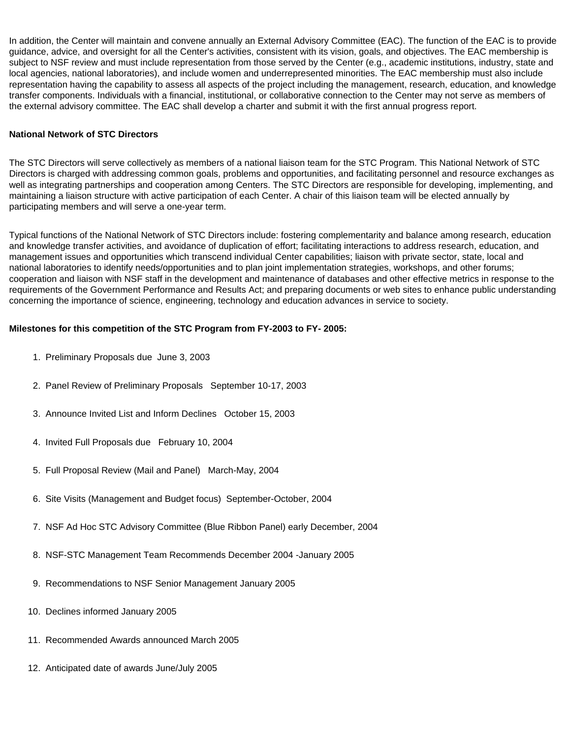In addition, the Center will maintain and convene annually an External Advisory Committee (EAC). The function of the EAC is to provide guidance, advice, and oversight for all the Center's activities, consistent with its vision, goals, and objectives. The EAC membership is subject to NSF review and must include representation from those served by the Center (e.g., academic institutions, industry, state and local agencies, national laboratories), and include women and underrepresented minorities. The EAC membership must also include representation having the capability to assess all aspects of the project including the management, research, education, and knowledge transfer components. Individuals with a financial, institutional, or collaborative connection to the Center may not serve as members of the external advisory committee. The EAC shall develop a charter and submit it with the first annual progress report.

**National Network of STC Directors**

The STC Directors will serve collectively as members of a national liaison team for the STC Program. This National Network of STC Directors is charged with addressing common goals, problems and opportunities, and facilitating personnel and resource exchanges as well as integrating partnerships and cooperation among Centers. The STC Directors are responsible for developing, implementing, and maintaining a liaison structure with active participation of each Center. A chair of this liaison team will be elected annually by participating members and will serve a one-year term.

Typical functions of the National Network of STC Directors include: fostering complementarity and balance among research, education and knowledge transfer activities, and avoidance of duplication of effort; facilitating interactions to address research, education, and management issues and opportunities which transcend individual Center capabilities; liaison with private sector, state, local and national laboratories to identify needs/opportunities and to plan joint implementation strategies, workshops, and other forums; cooperation and liaison with NSF staff in the development and maintenance of databases and other effective metrics in response to the requirements of the Government Performance and Results Act; and preparing documents or web sites to enhance public understanding concerning the importance of science, engineering, technology and education advances in service to society.

**Milestones for this competition of the STC Program from FY-2003 to FY- 2005:**

1. Preliminary Proposals due June 3, 2003
2. Panel Review of Preliminary Proposals September 10-17, 2003
3. Announce Invited List and Inform Declines October 15, 2003
4. Invited Full Proposals due February 10, 2004
5. Full Proposal Review (Mail and Panel) March-May, 2004
6. Site Visits (Management and Budget focus) September-October, 2004
7. NSF Ad Hoc STC Advisory Committee (Blue Ribbon Panel) early December, 2004
8. NSF-STC Management Team Recommends December 2004 -January 2005
9. Recommendations to NSF Senior Management January 2005
10. Declines informed January 2005
11. Recommended Awards announced March 2005
12. Anticipated date of awards June/July 2005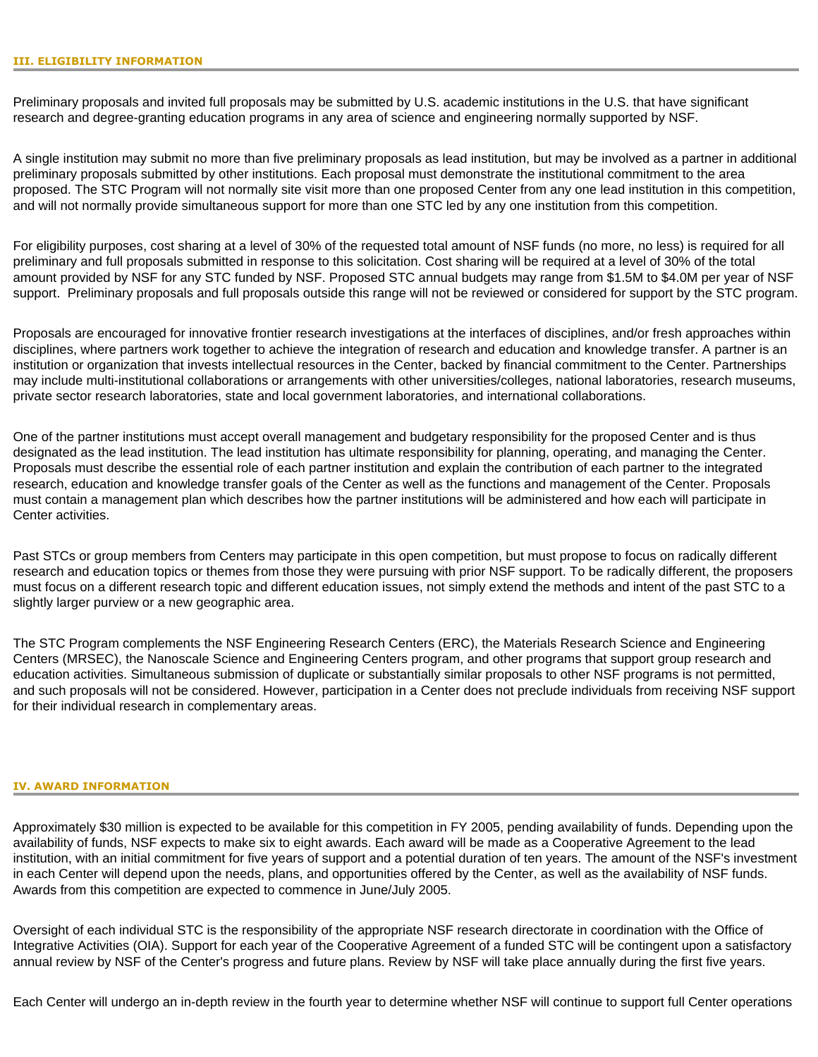## III. ELIGIBILITY INFORMATION

Preliminary proposals and invited full proposals may be submitted by U.S. academic institutions in the U.S. that have significant research and degree-granting education programs in any area of science and engineering normally supported by NSF.

A single institution may submit no more than five preliminary proposals as lead institution, but may be involved as a partner in additional preliminary proposals submitted by other institutions. Each proposal must demonstrate the institutional commitment to the area proposed. The STC Program will not normally site visit more than one proposed Center from any one lead institution in this competition, and will not normally provide simultaneous support for more than one STC led by any one institution from this competition.

For eligibility purposes, cost sharing at a level of 30% of the requested total amount of NSF funds (no more, no less) is required for all preliminary and full proposals submitted in response to this solicitation. Cost sharing will be required at a level of 30% of the total amount provided by NSF for any STC funded by NSF. Proposed STC annual budgets may range from $1.5M to $4.0M per year of NSF support. Preliminary proposals and full proposals outside this range will not be reviewed or considered for support by the STC program.

Proposals are encouraged for innovative frontier research investigations at the interfaces of disciplines, and/or fresh approaches within disciplines, where partners work together to achieve the integration of research and education and knowledge transfer. A partner is an institution or organization that invests intellectual resources in the Center, backed by financial commitment to the Center. Partnerships may include multi-institutional collaborations or arrangements with other universities/colleges, national laboratories, research museums, private sector research laboratories, state and local government laboratories, and international collaborations.

One of the partner institutions must accept overall management and budgetary responsibility for the proposed Center and is thus designated as the lead institution. The lead institution has ultimate responsibility for planning, operating, and managing the Center. Proposals must describe the essential role of each partner institution and explain the contribution of each partner to the integrated research, education and knowledge transfer goals of the Center as well as the functions and management of the Center. Proposals must contain a management plan which describes how the partner institutions will be administered and how each will participate in Center activities.

Past STCs or group members from Centers may participate in this open competition, but must propose to focus on radically different research and education topics or themes from those they were pursuing with prior NSF support. To be radically different, the proposers must focus on a different research topic and different education issues, not simply extend the methods and intent of the past STC to a slightly larger purview or a new geographic area.

The STC Program complements the NSF Engineering Research Centers (ERC), the Materials Research Science and Engineering Centers (MRSEC), the Nanoscale Science and Engineering Centers program, and other programs that support group research and education activities. Simultaneous submission of duplicate or substantially similar proposals to other NSF programs is not permitted, and such proposals will not be considered. However, participation in a Center does not preclude individuals from receiving NSF support for their individual research in complementary areas.

## IV. AWARD INFORMATION

Approximately $30 million is expected to be available for this competition in FY 2005, pending availability of funds. Depending upon the availability of funds, NSF expects to make six to eight awards. Each award will be made as a Cooperative Agreement to the lead institution, with an initial commitment for five years of support and a potential duration of ten years. The amount of the NSF's investment in each Center will depend upon the needs, plans, and opportunities offered by the Center, as well as the availability of NSF funds. Awards from this competition are expected to commence in June/July 2005.

Oversight of each individual STC is the responsibility of the appropriate NSF research directorate in coordination with the Office of Integrative Activities (OIA). Support for each year of the Cooperative Agreement of a funded STC will be contingent upon a satisfactory annual review by NSF of the Center's progress and future plans. Review by NSF will take place annually during the first five years.

Each Center will undergo an in-depth review in the fourth year to determine whether NSF will continue to support full Center operations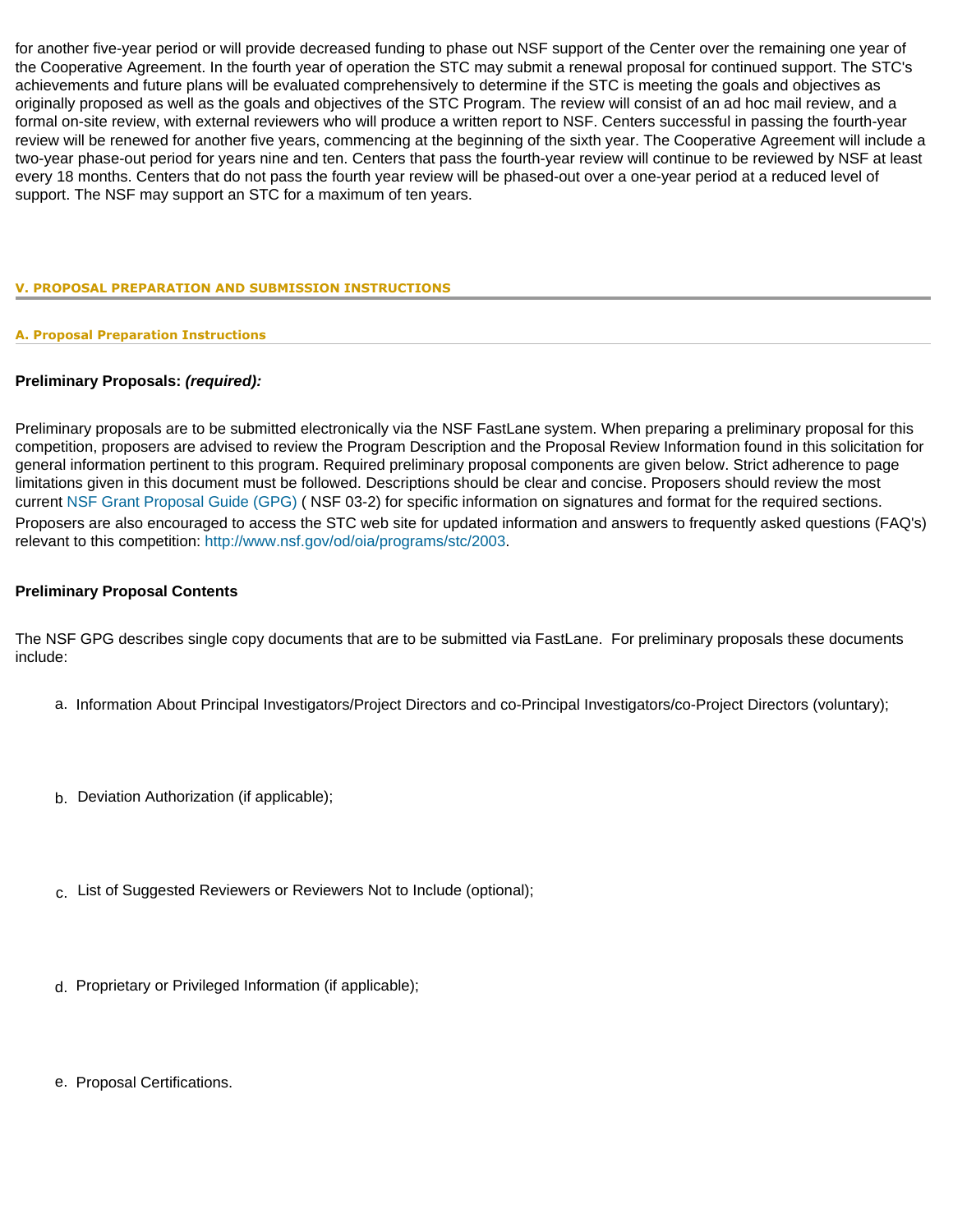for another five-year period or will provide decreased funding to phase out NSF support of the Center over the remaining one year of the Cooperative Agreement. In the fourth year of operation the STC may submit a renewal proposal for continued support. The STC's achievements and future plans will be evaluated comprehensively to determine if the STC is meeting the goals and objectives as originally proposed as well as the goals and objectives of the STC Program. The review will consist of an ad hoc mail review, and a formal on-site review, with external reviewers who will produce a written report to NSF. Centers successful in passing the fourth-year review will be renewed for another five years, commencing at the beginning of the sixth year. The Cooperative Agreement will include a two-year phase-out period for years nine and ten. Centers that pass the fourth-year review will continue to be reviewed by NSF at least every 18 months. Centers that do not pass the fourth year review will be phased-out over a one-year period at a reduced level of support. The NSF may support an STC for a maximum of ten years.

## V. PROPOSAL PREPARATION AND SUBMISSION INSTRUCTIONS

### A. Proposal Preparation Instructions

**Preliminary Proposals: *(required):***

Preliminary proposals are to be submitted electronically via the NSF FastLane system. When preparing a preliminary proposal for this competition, proposers are advised to review the Program Description and the Proposal Review Information found in this solicitation for general information pertinent to this program. Required preliminary proposal components are given below. Strict adherence to page limitations given in this document must be followed. Descriptions should be clear and concise. Proposers should review the most current NSF Grant Proposal Guide (GPG) ( NSF 03-2) for specific information on signatures and format for the required sections. Proposers are also encouraged to access the STC web site for updated information and answers to frequently asked questions (FAQ's) relevant to this competition: http://www.nsf.gov/od/oia/programs/stc/2003.

**Preliminary Proposal Contents**

The NSF GPG describes single copy documents that are to be submitted via FastLane. For preliminary proposals these documents include:

a. Information About Principal Investigators/Project Directors and co-Principal Investigators/co-Project Directors (voluntary);

b. Deviation Authorization (if applicable);

c. List of Suggested Reviewers or Reviewers Not to Include (optional);

d. Proprietary or Privileged Information (if applicable);

e. Proposal Certifications.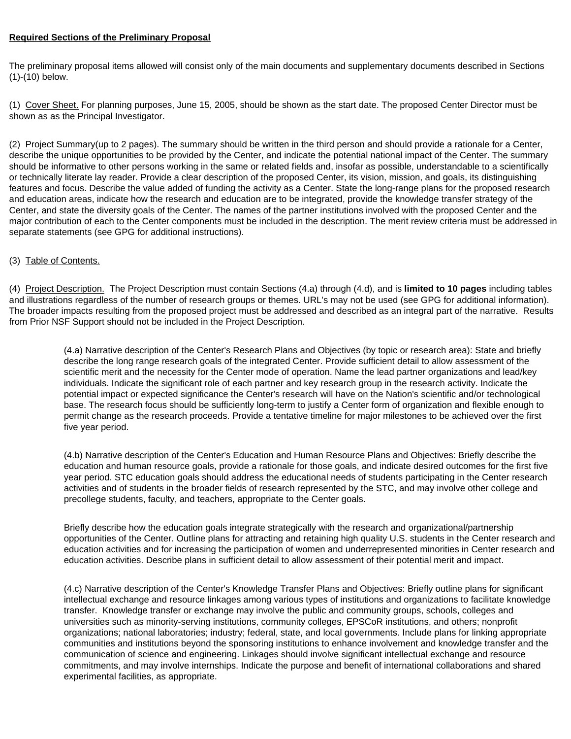**Required Sections of the Preliminary Proposal**

The preliminary proposal items allowed will consist only of the main documents and supplementary documents described in Sections (1)-(10) below.

(1) Cover Sheet. For planning purposes, June 15, 2005, should be shown as the start date. The proposed Center Director must be shown as as the Principal Investigator.

(2) Project Summary(up to 2 pages). The summary should be written in the third person and should provide a rationale for a Center, describe the unique opportunities to be provided by the Center, and indicate the potential national impact of the Center. The summary should be informative to other persons working in the same or related fields and, insofar as possible, understandable to a scientifically or technically literate lay reader. Provide a clear description of the proposed Center, its vision, mission, and goals, its distinguishing features and focus. Describe the value added of funding the activity as a Center. State the long-range plans for the proposed research and education areas, indicate how the research and education are to be integrated, provide the knowledge transfer strategy of the Center, and state the diversity goals of the Center. The names of the partner institutions involved with the proposed Center and the major contribution of each to the Center components must be included in the description. The merit review criteria must be addressed in separate statements (see GPG for additional instructions).

(3) Table of Contents.

(4) Project Description. The Project Description must contain Sections (4.a) through (4.d), and is **limited to 10 pages** including tables and illustrations regardless of the number of research groups or themes. URL's may not be used (see GPG for additional information). The broader impacts resulting from the proposed project must be addressed and described as an integral part of the narrative. Results from Prior NSF Support should not be included in the Project Description.

> (4.a) Narrative description of the Center's Research Plans and Objectives (by topic or research area): State and briefly describe the long range research goals of the integrated Center. Provide sufficient detail to allow assessment of the scientific merit and the necessity for the Center mode of operation. Name the lead partner organizations and lead/key individuals. Indicate the significant role of each partner and key research group in the research activity. Indicate the potential impact or expected significance the Center's research will have on the Nation's scientific and/or technological base. The research focus should be sufficiently long-term to justify a Center form of organization and flexible enough to permit change as the research proceeds. Provide a tentative timeline for major milestones to be achieved over the first five year period.
>
> (4.b) Narrative description of the Center's Education and Human Resource Plans and Objectives: Briefly describe the education and human resource goals, provide a rationale for those goals, and indicate desired outcomes for the first five year period. STC education goals should address the educational needs of students participating in the Center research activities and of students in the broader fields of research represented by the STC, and may involve other college and precollege students, faculty, and teachers, appropriate to the Center goals.
>
> Briefly describe how the education goals integrate strategically with the research and organizational/partnership opportunities of the Center. Outline plans for attracting and retaining high quality U.S. students in the Center research and education activities and for increasing the participation of women and underrepresented minorities in Center research and education activities. Describe plans in sufficient detail to allow assessment of their potential merit and impact.
>
> (4.c) Narrative description of the Center's Knowledge Transfer Plans and Objectives: Briefly outline plans for significant intellectual exchange and resource linkages among various types of institutions and organizations to facilitate knowledge transfer. Knowledge transfer or exchange may involve the public and community groups, schools, colleges and universities such as minority-serving institutions, community colleges, EPSCoR institutions, and others; nonprofit organizations; national laboratories; industry; federal, state, and local governments. Include plans for linking appropriate communities and institutions beyond the sponsoring institutions to enhance involvement and knowledge transfer and the communication of science and engineering. Linkages should involve significant intellectual exchange and resource commitments, and may involve internships. Indicate the purpose and benefit of international collaborations and shared experimental facilities, as appropriate.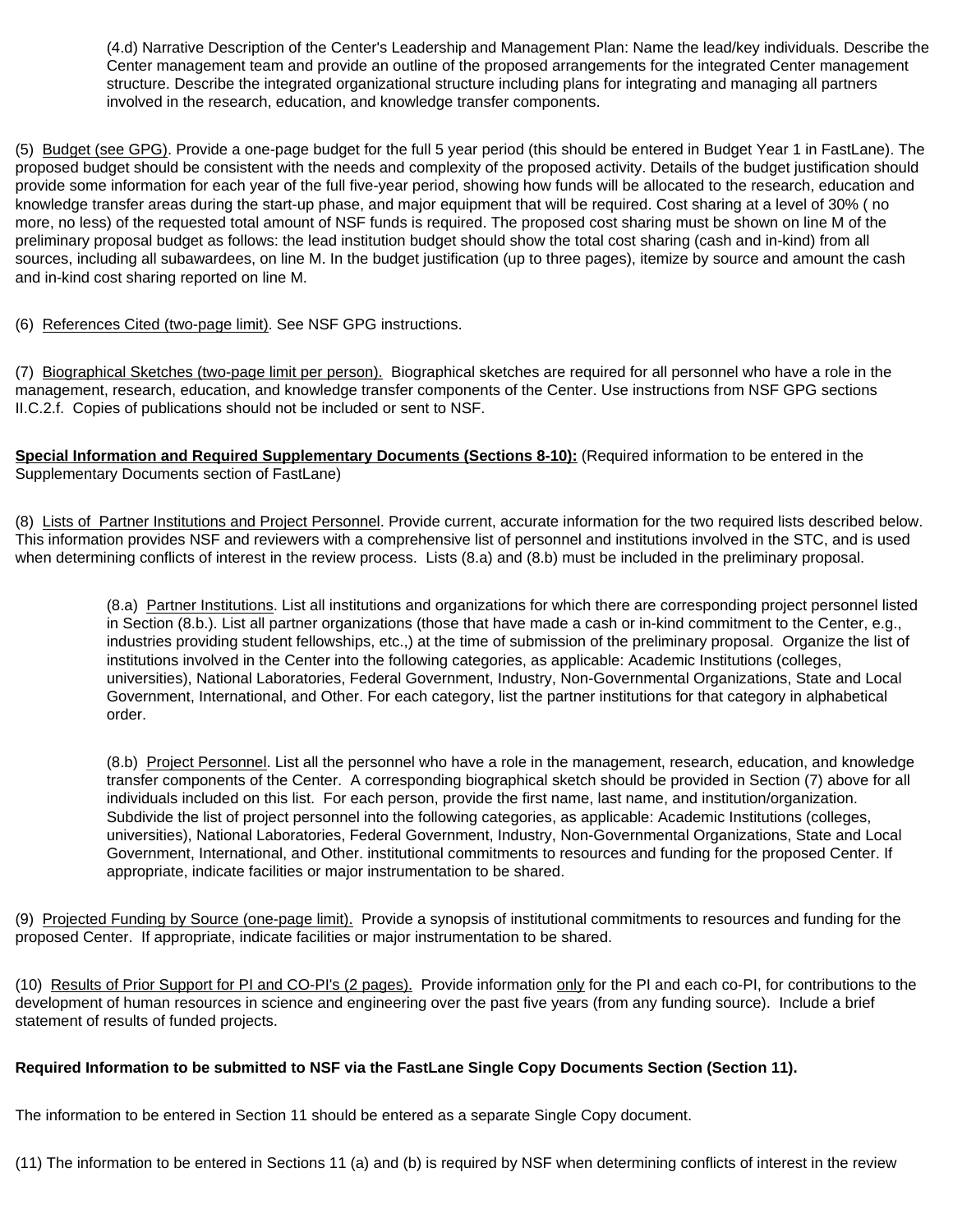(4.d) Narrative Description of the Center's Leadership and Management Plan: Name the lead/key individuals. Describe the Center management team and provide an outline of the proposed arrangements for the integrated Center management structure. Describe the integrated organizational structure including plans for integrating and managing all partners involved in the research, education, and knowledge transfer components.

(5) Budget (see GPG). Provide a one-page budget for the full 5 year period (this should be entered in Budget Year 1 in FastLane). The proposed budget should be consistent with the needs and complexity of the proposed activity. Details of the budget justification should provide some information for each year of the full five-year period, showing how funds will be allocated to the research, education and knowledge transfer areas during the start-up phase, and major equipment that will be required. Cost sharing at a level of 30% ( no more, no less) of the requested total amount of NSF funds is required. The proposed cost sharing must be shown on line M of the preliminary proposal budget as follows: the lead institution budget should show the total cost sharing (cash and in-kind) from all sources, including all subawardees, on line M. In the budget justification (up to three pages), itemize by source and amount the cash and in-kind cost sharing reported on line M.

(6) References Cited (two-page limit). See NSF GPG instructions.

(7) Biographical Sketches (two-page limit per person). Biographical sketches are required for all personnel who have a role in the management, research, education, and knowledge transfer components of the Center. Use instructions from NSF GPG sections II.C.2.f. Copies of publications should not be included or sent to NSF.

**Special Information and Required Supplementary Documents (Sections 8-10):** (Required information to be entered in the Supplementary Documents section of FastLane)

(8) Lists of Partner Institutions and Project Personnel. Provide current, accurate information for the two required lists described below. This information provides NSF and reviewers with a comprehensive list of personnel and institutions involved in the STC, and is used when determining conflicts of interest in the review process. Lists (8.a) and (8.b) must be included in the preliminary proposal.

(8.a) Partner Institutions. List all institutions and organizations for which there are corresponding project personnel listed in Section (8.b.). List all partner organizations (those that have made a cash or in-kind commitment to the Center, e.g., industries providing student fellowships, etc.,) at the time of submission of the preliminary proposal. Organize the list of institutions involved in the Center into the following categories, as applicable: Academic Institutions (colleges, universities), National Laboratories, Federal Government, Industry, Non-Governmental Organizations, State and Local Government, International, and Other. For each category, list the partner institutions for that category in alphabetical order.

(8.b) Project Personnel. List all the personnel who have a role in the management, research, education, and knowledge transfer components of the Center. A corresponding biographical sketch should be provided in Section (7) above for all individuals included on this list. For each person, provide the first name, last name, and institution/organization. Subdivide the list of project personnel into the following categories, as applicable: Academic Institutions (colleges, universities), National Laboratories, Federal Government, Industry, Non-Governmental Organizations, State and Local Government, International, and Other. institutional commitments to resources and funding for the proposed Center. If appropriate, indicate facilities or major instrumentation to be shared.

(9) Projected Funding by Source (one-page limit). Provide a synopsis of institutional commitments to resources and funding for the proposed Center. If appropriate, indicate facilities or major instrumentation to be shared.

(10) Results of Prior Support for PI and CO-PI's (2 pages). Provide information only for the PI and each co-PI, for contributions to the development of human resources in science and engineering over the past five years (from any funding source). Include a brief statement of results of funded projects.

**Required Information to be submitted to NSF via the FastLane Single Copy Documents Section (Section 11).**

The information to be entered in Section 11 should be entered as a separate Single Copy document.

(11) The information to be entered in Sections 11 (a) and (b) is required by NSF when determining conflicts of interest in the review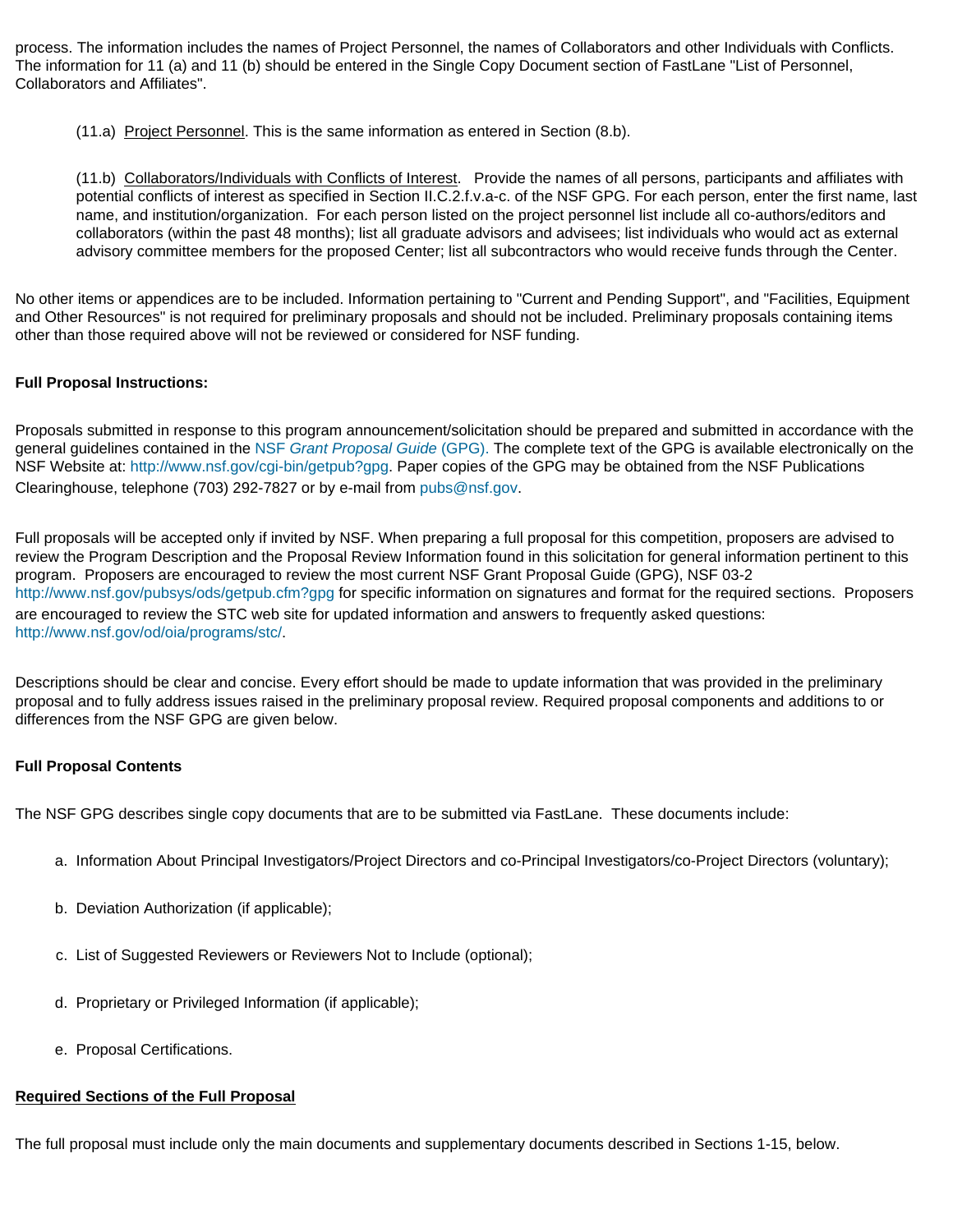process. The information includes the names of Project Personnel, the names of Collaborators and other Individuals with Conflicts. The information for 11 (a) and 11 (b) should be entered in the Single Copy Document section of FastLane "List of Personnel, Collaborators and Affiliates".

(11.a) Project Personnel. This is the same information as entered in Section (8.b).

(11.b) Collaborators/Individuals with Conflicts of Interest. Provide the names of all persons, participants and affiliates with potential conflicts of interest as specified in Section II.C.2.f.v.a-c. of the NSF GPG. For each person, enter the first name, last name, and institution/organization. For each person listed on the project personnel list include all co-authors/editors and collaborators (within the past 48 months); list all graduate advisors and advisees; list individuals who would act as external advisory committee members for the proposed Center; list all subcontractors who would receive funds through the Center.

No other items or appendices are to be included. Information pertaining to "Current and Pending Support", and "Facilities, Equipment and Other Resources" is not required for preliminary proposals and should not be included. Preliminary proposals containing items other than those required above will not be reviewed or considered for NSF funding.

**Full Proposal Instructions:**

Proposals submitted in response to this program announcement/solicitation should be prepared and submitted in accordance with the general guidelines contained in the NSF *Grant Proposal Guide* (GPG). The complete text of the GPG is available electronically on the NSF Website at: http://www.nsf.gov/cgi-bin/getpub?gpg. Paper copies of the GPG may be obtained from the NSF Publications Clearinghouse, telephone (703) 292-7827 or by e-mail from pubs@nsf.gov.

Full proposals will be accepted only if invited by NSF. When preparing a full proposal for this competition, proposers are advised to review the Program Description and the Proposal Review Information found in this solicitation for general information pertinent to this program. Proposers are encouraged to review the most current NSF Grant Proposal Guide (GPG), NSF 03-2 http://www.nsf.gov/pubsys/ods/getpub.cfm?gpg for specific information on signatures and format for the required sections. Proposers are encouraged to review the STC web site for updated information and answers to frequently asked questions: http://www.nsf.gov/od/oia/programs/stc/.

Descriptions should be clear and concise. Every effort should be made to update information that was provided in the preliminary proposal and to fully address issues raised in the preliminary proposal review. Required proposal components and additions to or differences from the NSF GPG are given below.

**Full Proposal Contents**

The NSF GPG describes single copy documents that are to be submitted via FastLane. These documents include:

a. Information About Principal Investigators/Project Directors and co-Principal Investigators/co-Project Directors (voluntary);

b. Deviation Authorization (if applicable);

c. List of Suggested Reviewers or Reviewers Not to Include (optional);

d. Proprietary or Privileged Information (if applicable);

e. Proposal Certifications.

**Required Sections of the Full Proposal**

The full proposal must include only the main documents and supplementary documents described in Sections 1-15, below.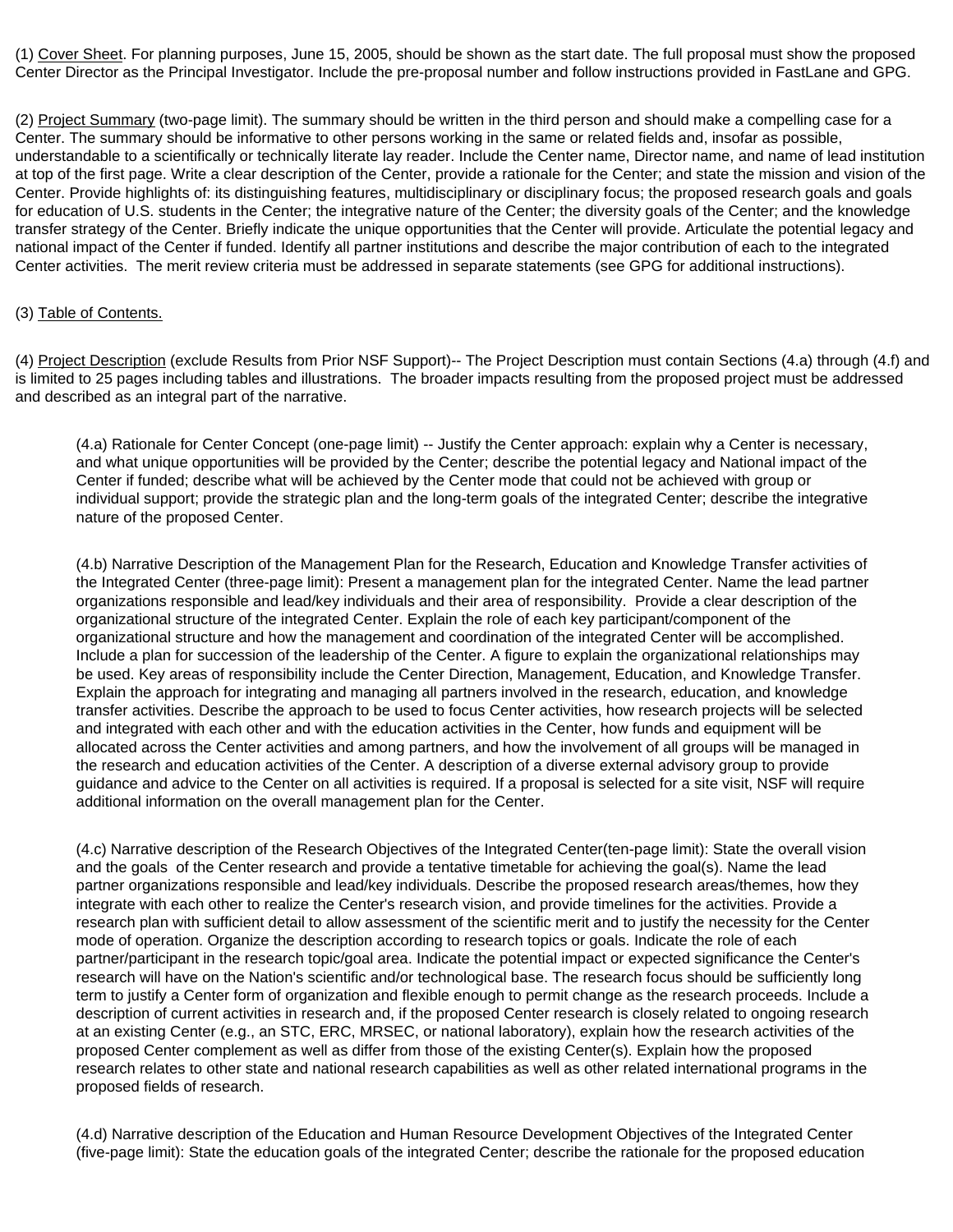(1) Cover Sheet. For planning purposes, June 15, 2005, should be shown as the start date. The full proposal must show the proposed Center Director as the Principal Investigator. Include the pre-proposal number and follow instructions provided in FastLane and GPG.

(2) Project Summary (two-page limit). The summary should be written in the third person and should make a compelling case for a Center. The summary should be informative to other persons working in the same or related fields and, insofar as possible, understandable to a scientifically or technically literate lay reader. Include the Center name, Director name, and name of lead institution at top of the first page. Write a clear description of the Center, provide a rationale for the Center; and state the mission and vision of the Center. Provide highlights of: its distinguishing features, multidisciplinary or disciplinary focus; the proposed research goals and goals for education of U.S. students in the Center; the integrative nature of the Center; the diversity goals of the Center; and the knowledge transfer strategy of the Center. Briefly indicate the unique opportunities that the Center will provide. Articulate the potential legacy and national impact of the Center if funded. Identify all partner institutions and describe the major contribution of each to the integrated Center activities. The merit review criteria must be addressed in separate statements (see GPG for additional instructions).

(3) Table of Contents.

(4) Project Description (exclude Results from Prior NSF Support)-- The Project Description must contain Sections (4.a) through (4.f) and is limited to 25 pages including tables and illustrations. The broader impacts resulting from the proposed project must be addressed and described as an integral part of the narrative.

> (4.a) Rationale for Center Concept (one-page limit) -- Justify the Center approach: explain why a Center is necessary, and what unique opportunities will be provided by the Center; describe the potential legacy and National impact of the Center if funded; describe what will be achieved by the Center mode that could not be achieved with group or individual support; provide the strategic plan and the long-term goals of the integrated Center; describe the integrative nature of the proposed Center.
>
> (4.b) Narrative Description of the Management Plan for the Research, Education and Knowledge Transfer activities of the Integrated Center (three-page limit): Present a management plan for the integrated Center. Name the lead partner organizations responsible and lead/key individuals and their area of responsibility. Provide a clear description of the organizational structure of the integrated Center. Explain the role of each key participant/component of the organizational structure and how the management and coordination of the integrated Center will be accomplished. Include a plan for succession of the leadership of the Center. A figure to explain the organizational relationships may be used. Key areas of responsibility include the Center Direction, Management, Education, and Knowledge Transfer. Explain the approach for integrating and managing all partners involved in the research, education, and knowledge transfer activities. Describe the approach to be used to focus Center activities, how research projects will be selected and integrated with each other and with the education activities in the Center, how funds and equipment will be allocated across the Center activities and among partners, and how the involvement of all groups will be managed in the research and education activities of the Center. A description of a diverse external advisory group to provide guidance and advice to the Center on all activities is required. If a proposal is selected for a site visit, NSF will require additional information on the overall management plan for the Center.
>
> (4.c) Narrative description of the Research Objectives of the Integrated Center(ten-page limit): State the overall vision and the goals of the Center research and provide a tentative timetable for achieving the goal(s). Name the lead partner organizations responsible and lead/key individuals. Describe the proposed research areas/themes, how they integrate with each other to realize the Center's research vision, and provide timelines for the activities. Provide a research plan with sufficient detail to allow assessment of the scientific merit and to justify the necessity for the Center mode of operation. Organize the description according to research topics or goals. Indicate the role of each partner/participant in the research topic/goal area. Indicate the potential impact or expected significance the Center's research will have on the Nation's scientific and/or technological base. The research focus should be sufficiently long term to justify a Center form of organization and flexible enough to permit change as the research proceeds. Include a description of current activities in research and, if the proposed Center research is closely related to ongoing research at an existing Center (e.g., an STC, ERC, MRSEC, or national laboratory), explain how the research activities of the proposed Center complement as well as differ from those of the existing Center(s). Explain how the proposed research relates to other state and national research capabilities as well as other related international programs in the proposed fields of research.
>
> (4.d) Narrative description of the Education and Human Resource Development Objectives of the Integrated Center (five-page limit): State the education goals of the integrated Center; describe the rationale for the proposed education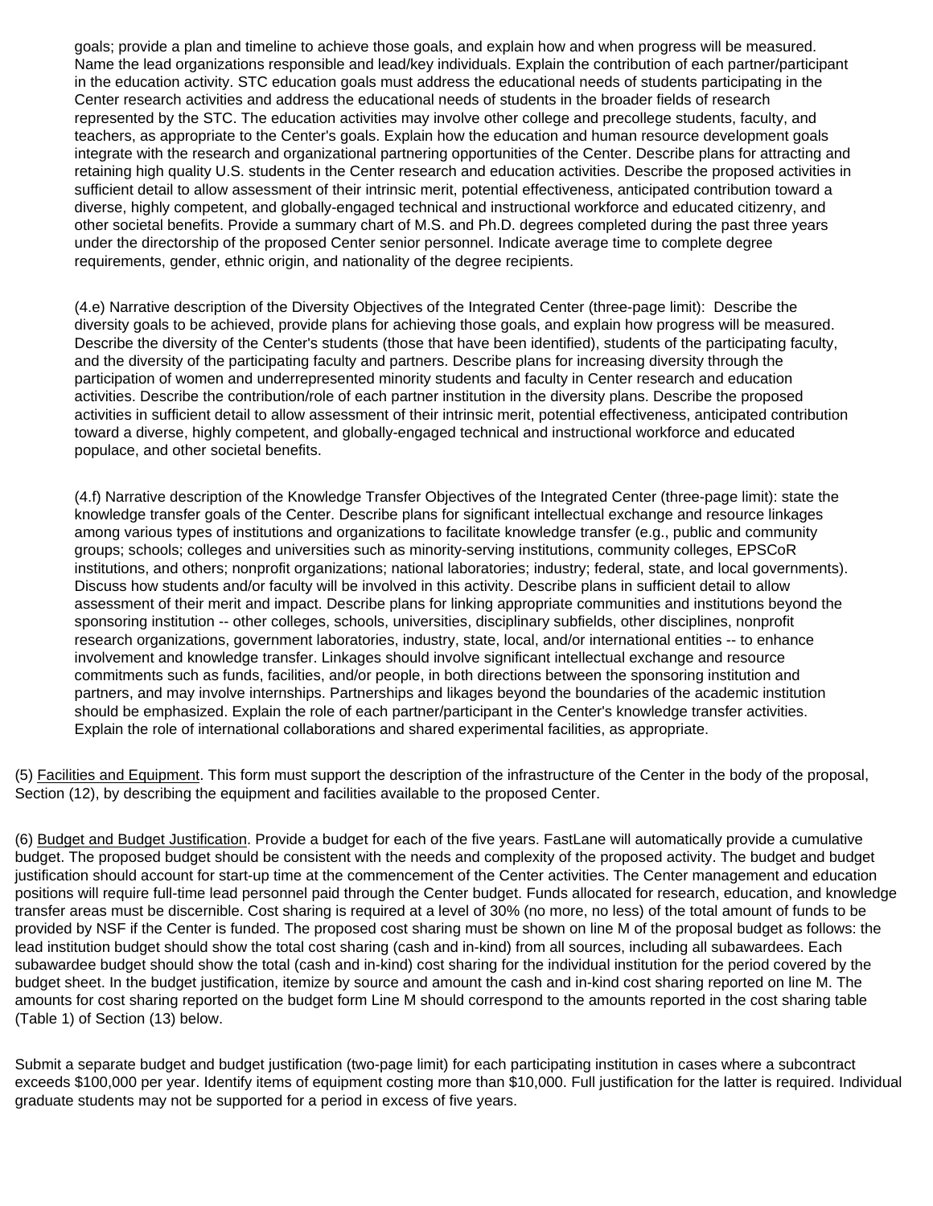goals; provide a plan and timeline to achieve those goals, and explain how and when progress will be measured. Name the lead organizations responsible and lead/key individuals. Explain the contribution of each partner/participant in the education activity. STC education goals must address the educational needs of students participating in the Center research activities and address the educational needs of students in the broader fields of research represented by the STC. The education activities may involve other college and precollege students, faculty, and teachers, as appropriate to the Center's goals. Explain how the education and human resource development goals integrate with the research and organizational partnering opportunities of the Center. Describe plans for attracting and retaining high quality U.S. students in the Center research and education activities. Describe the proposed activities in sufficient detail to allow assessment of their intrinsic merit, potential effectiveness, anticipated contribution toward a diverse, highly competent, and globally-engaged technical and instructional workforce and educated citizenry, and other societal benefits. Provide a summary chart of M.S. and Ph.D. degrees completed during the past three years under the directorship of the proposed Center senior personnel. Indicate average time to complete degree requirements, gender, ethnic origin, and nationality of the degree recipients.

(4.e) Narrative description of the Diversity Objectives of the Integrated Center (three-page limit): Describe the diversity goals to be achieved, provide plans for achieving those goals, and explain how progress will be measured. Describe the diversity of the Center's students (those that have been identified), students of the participating faculty, and the diversity of the participating faculty and partners. Describe plans for increasing diversity through the participation of women and underrepresented minority students and faculty in Center research and education activities. Describe the contribution/role of each partner institution in the diversity plans. Describe the proposed activities in sufficient detail to allow assessment of their intrinsic merit, potential effectiveness, anticipated contribution toward a diverse, highly competent, and globally-engaged technical and instructional workforce and educated populace, and other societal benefits.

(4.f) Narrative description of the Knowledge Transfer Objectives of the Integrated Center (three-page limit): state the knowledge transfer goals of the Center. Describe plans for significant intellectual exchange and resource linkages among various types of institutions and organizations to facilitate knowledge transfer (e.g., public and community groups; schools; colleges and universities such as minority-serving institutions, community colleges, EPSCoR institutions, and others; nonprofit organizations; national laboratories; industry; federal, state, and local governments). Discuss how students and/or faculty will be involved in this activity. Describe plans in sufficient detail to allow assessment of their merit and impact. Describe plans for linking appropriate communities and institutions beyond the sponsoring institution -- other colleges, schools, universities, disciplinary subfields, other disciplines, nonprofit research organizations, government laboratories, industry, state, local, and/or international entities -- to enhance involvement and knowledge transfer. Linkages should involve significant intellectual exchange and resource commitments such as funds, facilities, and/or people, in both directions between the sponsoring institution and partners, and may involve internships. Partnerships and likages beyond the boundaries of the academic institution should be emphasized. Explain the role of each partner/participant in the Center's knowledge transfer activities. Explain the role of international collaborations and shared experimental facilities, as appropriate.

(5) Facilities and Equipment. This form must support the description of the infrastructure of the Center in the body of the proposal, Section (12), by describing the equipment and facilities available to the proposed Center.

(6) Budget and Budget Justification. Provide a budget for each of the five years. FastLane will automatically provide a cumulative budget. The proposed budget should be consistent with the needs and complexity of the proposed activity. The budget and budget justification should account for start-up time at the commencement of the Center activities. The Center management and education positions will require full-time lead personnel paid through the Center budget. Funds allocated for research, education, and knowledge transfer areas must be discernible. Cost sharing is required at a level of 30% (no more, no less) of the total amount of funds to be provided by NSF if the Center is funded. The proposed cost sharing must be shown on line M of the proposal budget as follows: the lead institution budget should show the total cost sharing (cash and in-kind) from all sources, including all subawardees. Each subawardee budget should show the total (cash and in-kind) cost sharing for the individual institution for the period covered by the budget sheet. In the budget justification, itemize by source and amount the cash and in-kind cost sharing reported on line M. The amounts for cost sharing reported on the budget form Line M should correspond to the amounts reported in the cost sharing table (Table 1) of Section (13) below.

Submit a separate budget and budget justification (two-page limit) for each participating institution in cases where a subcontract exceeds $100,000 per year. Identify items of equipment costing more than $10,000. Full justification for the latter is required. Individual graduate students may not be supported for a period in excess of five years.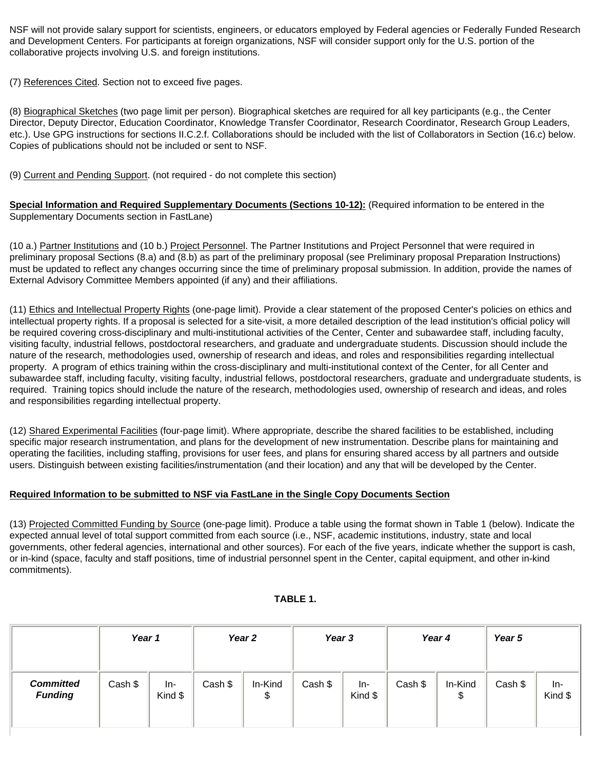NSF will not provide salary support for scientists, engineers, or educators employed by Federal agencies or Federally Funded Research and Development Centers. For participants at foreign organizations, NSF will consider support only for the U.S. portion of the collaborative projects involving U.S. and foreign institutions.

(7) References Cited. Section not to exceed five pages.

(8) Biographical Sketches (two page limit per person). Biographical sketches are required for all key participants (e.g., the Center Director, Deputy Director, Education Coordinator, Knowledge Transfer Coordinator, Research Coordinator, Research Group Leaders, etc.). Use GPG instructions for sections II.C.2.f. Collaborations should be included with the list of Collaborators in Section (16.c) below. Copies of publications should not be included or sent to NSF.

(9) Current and Pending Support. (not required - do not complete this section)

**Special Information and Required Supplementary Documents (Sections 10-12):** (Required information to be entered in the Supplementary Documents section in FastLane)

(10 a.) Partner Institutions and (10 b.) Project Personnel. The Partner Institutions and Project Personnel that were required in preliminary proposal Sections (8.a) and (8.b) as part of the preliminary proposal (see Preliminary proposal Preparation Instructions) must be updated to reflect any changes occurring since the time of preliminary proposal submission. In addition, provide the names of External Advisory Committee Members appointed (if any) and their affiliations.

(11) Ethics and Intellectual Property Rights (one-page limit). Provide a clear statement of the proposed Center's policies on ethics and intellectual property rights. If a proposal is selected for a site-visit, a more detailed description of the lead institution's official policy will be required covering cross-disciplinary and multi-institutional activities of the Center, Center and subawardee staff, including faculty, visiting faculty, industrial fellows, postdoctoral researchers, and graduate and undergraduate students. Discussion should include the nature of the research, methodologies used, ownership of research and ideas, and roles and responsibilities regarding intellectual property. A program of ethics training within the cross-disciplinary and multi-institutional context of the Center, for all Center and subawardee staff, including faculty, visiting faculty, industrial fellows, postdoctoral researchers, graduate and undergraduate students, is required. Training topics should include the nature of the research, methodologies used, ownership of research and ideas, and roles and responsibilities regarding intellectual property.

(12) Shared Experimental Facilities (four-page limit). Where appropriate, describe the shared facilities to be established, including specific major research instrumentation, and plans for the development of new instrumentation. Describe plans for maintaining and operating the facilities, including staffing, provisions for user fees, and plans for ensuring shared access by all partners and outside users. Distinguish between existing facilities/instrumentation (and their location) and any that will be developed by the Center.

**Required Information to be submitted to NSF via FastLane in the Single Copy Documents Section**

(13) Projected Committed Funding by Source (one-page limit). Produce a table using the format shown in Table 1 (below). Indicate the expected annual level of total support committed from each source (i.e., NSF, academic institutions, industry, state and local governments, other federal agencies, international and other sources). For each of the five years, indicate whether the support is cash, or in-kind (space, faculty and staff positions, time of industrial personnel spent in the Center, capital equipment, and other in-kind commitments).

**TABLE 1.**

| | ***Year 1*** | | ***Year 2*** | | ***Year 3*** | | ***Year 4*** | | ***Year 5*** | |
|---|---|---|---|---|---|---|---|---|---|---|
| ***Committed Funding*** | Cash $ | In-Kind $ | Cash $ | In-Kind $ | Cash $ | In-Kind $ | Cash $ | In-Kind $ | Cash $ | In-Kind $ |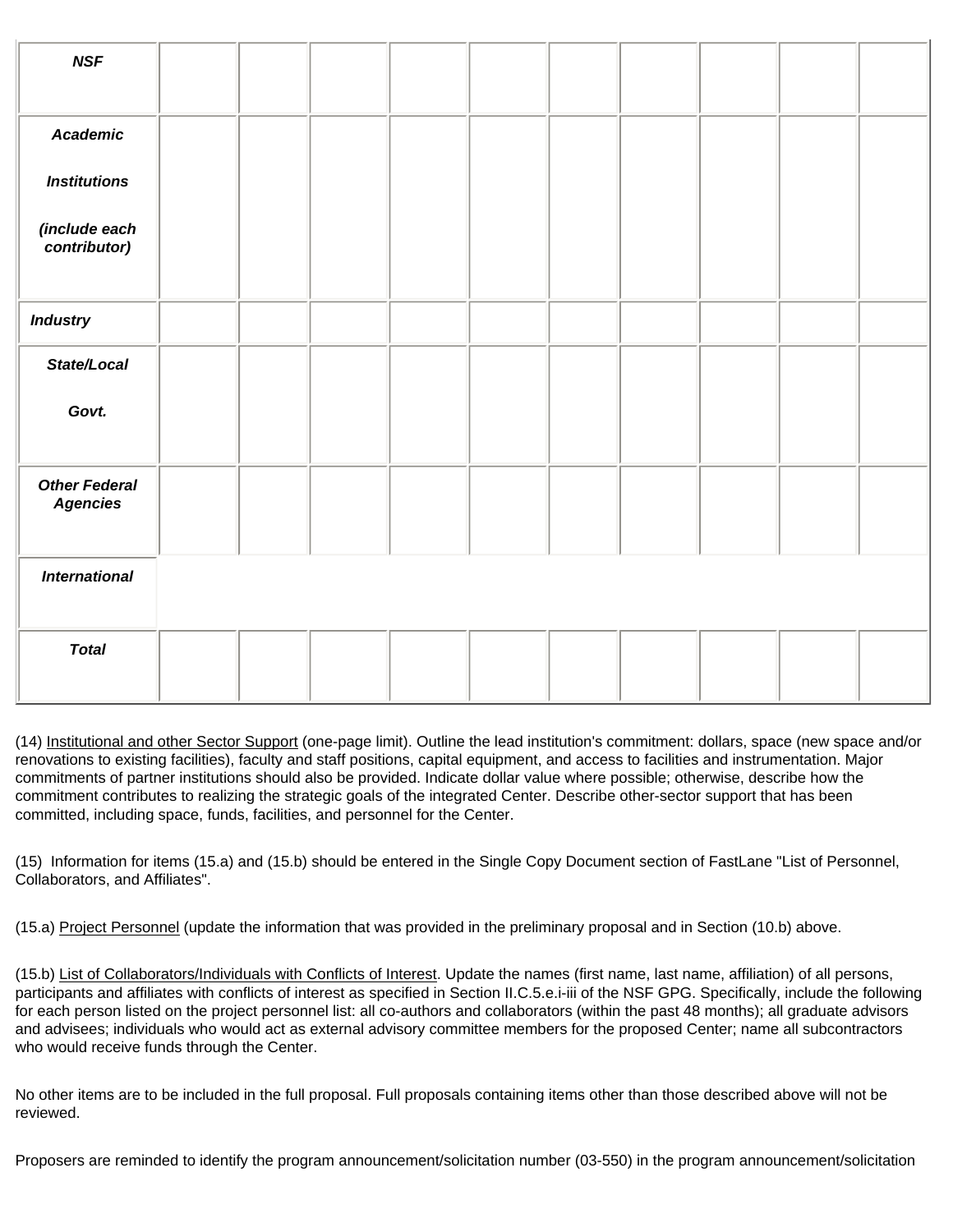| | | | | | | | | | | |
|---|---|---|---|---|---|---|---|---|---|---|
| ***NSF*** | | | | | | | | | | |
| ***Academic Institutions (include each contributor)*** | | | | | | | | | | |
| ***Industry*** | | | | | | | | | | |
| ***State/Local Govt.*** | | | | | | | | | | |
| ***Other Federal Agencies*** | | | | | | | | | | |
| ***International*** | | | | | | | | | | |
| ***Total*** | | | | | | | | | | |

(14) Institutional and other Sector Support (one-page limit). Outline the lead institution's commitment: dollars, space (new space and/or renovations to existing facilities), faculty and staff positions, capital equipment, and access to facilities and instrumentation. Major commitments of partner institutions should also be provided. Indicate dollar value where possible; otherwise, describe how the commitment contributes to realizing the strategic goals of the integrated Center. Describe other-sector support that has been committed, including space, funds, facilities, and personnel for the Center.

(15) Information for items (15.a) and (15.b) should be entered in the Single Copy Document section of FastLane "List of Personnel, Collaborators, and Affiliates".

(15.a) Project Personnel (update the information that was provided in the preliminary proposal and in Section (10.b) above.

(15.b) List of Collaborators/Individuals with Conflicts of Interest. Update the names (first name, last name, affiliation) of all persons, participants and affiliates with conflicts of interest as specified in Section II.C.5.e.i-iii of the NSF GPG. Specifically, include the following for each person listed on the project personnel list: all co-authors and collaborators (within the past 48 months); all graduate advisors and advisees; individuals who would act as external advisory committee members for the proposed Center; name all subcontractors who would receive funds through the Center.

No other items are to be included in the full proposal. Full proposals containing items other than those described above will not be reviewed.

Proposers are reminded to identify the program announcement/solicitation number (03-550) in the program announcement/solicitation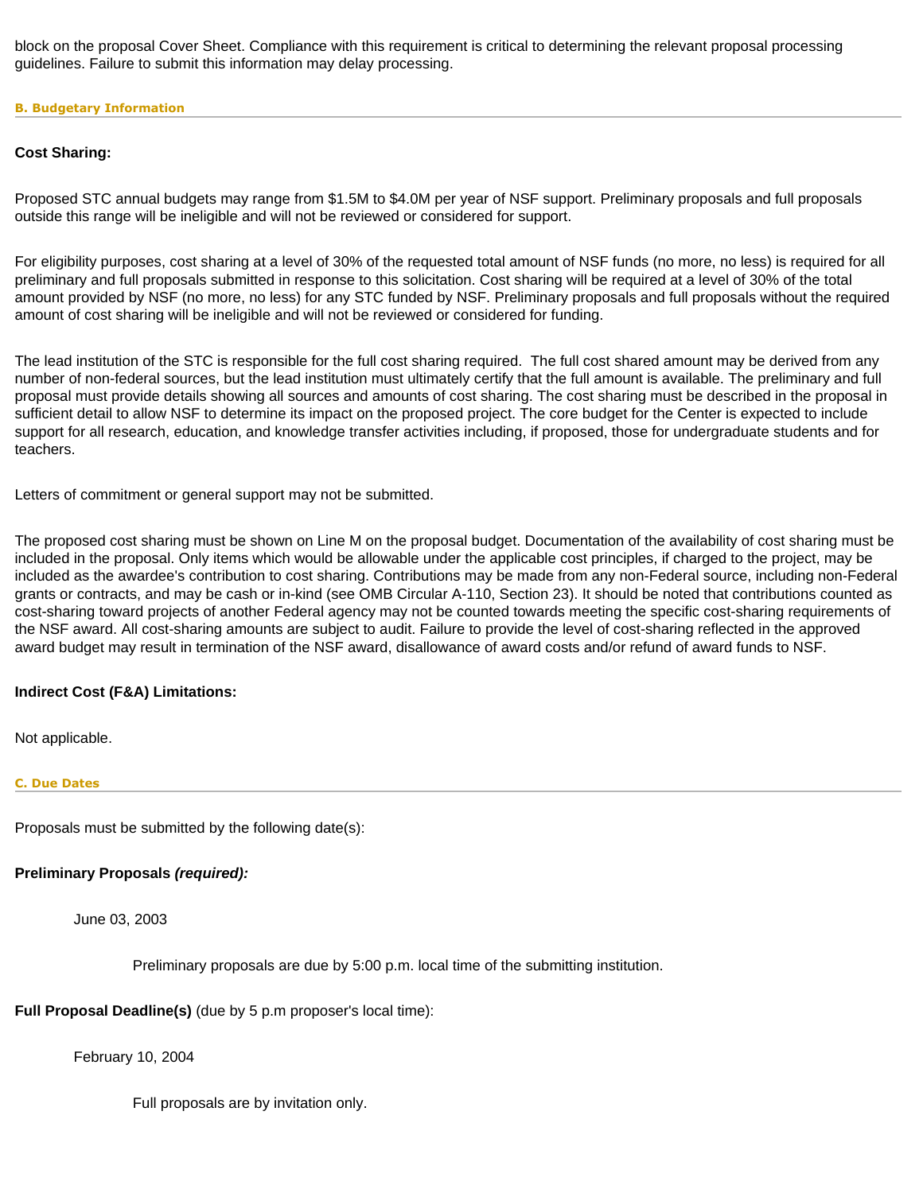block on the proposal Cover Sheet. Compliance with this requirement is critical to determining the relevant proposal processing guidelines. Failure to submit this information may delay processing.

### B. Budgetary Information

**Cost Sharing:**

Proposed STC annual budgets may range from $1.5M to $4.0M per year of NSF support. Preliminary proposals and full proposals outside this range will be ineligible and will not be reviewed or considered for support.

For eligibility purposes, cost sharing at a level of 30% of the requested total amount of NSF funds (no more, no less) is required for all preliminary and full proposals submitted in response to this solicitation. Cost sharing will be required at a level of 30% of the total amount provided by NSF (no more, no less) for any STC funded by NSF. Preliminary proposals and full proposals without the required amount of cost sharing will be ineligible and will not be reviewed or considered for funding.

The lead institution of the STC is responsible for the full cost sharing required. The full cost shared amount may be derived from any number of non-federal sources, but the lead institution must ultimately certify that the full amount is available. The preliminary and full proposal must provide details showing all sources and amounts of cost sharing. The cost sharing must be described in the proposal in sufficient detail to allow NSF to determine its impact on the proposed project. The core budget for the Center is expected to include support for all research, education, and knowledge transfer activities including, if proposed, those for undergraduate students and for teachers.

Letters of commitment or general support may not be submitted.

The proposed cost sharing must be shown on Line M on the proposal budget. Documentation of the availability of cost sharing must be included in the proposal. Only items which would be allowable under the applicable cost principles, if charged to the project, may be included as the awardee's contribution to cost sharing. Contributions may be made from any non-Federal source, including non-Federal grants or contracts, and may be cash or in-kind (see OMB Circular A-110, Section 23). It should be noted that contributions counted as cost-sharing toward projects of another Federal agency may not be counted towards meeting the specific cost-sharing requirements of the NSF award. All cost-sharing amounts are subject to audit. Failure to provide the level of cost-sharing reflected in the approved award budget may result in termination of the NSF award, disallowance of award costs and/or refund of award funds to NSF.

**Indirect Cost (F&A) Limitations:**

Not applicable.

### C. Due Dates

Proposals must be submitted by the following date(s):

**Preliminary Proposals *(required):***

June 03, 2003

Preliminary proposals are due by 5:00 p.m. local time of the submitting institution.

**Full Proposal Deadline(s)** (due by 5 p.m proposer's local time):

February 10, 2004

Full proposals are by invitation only.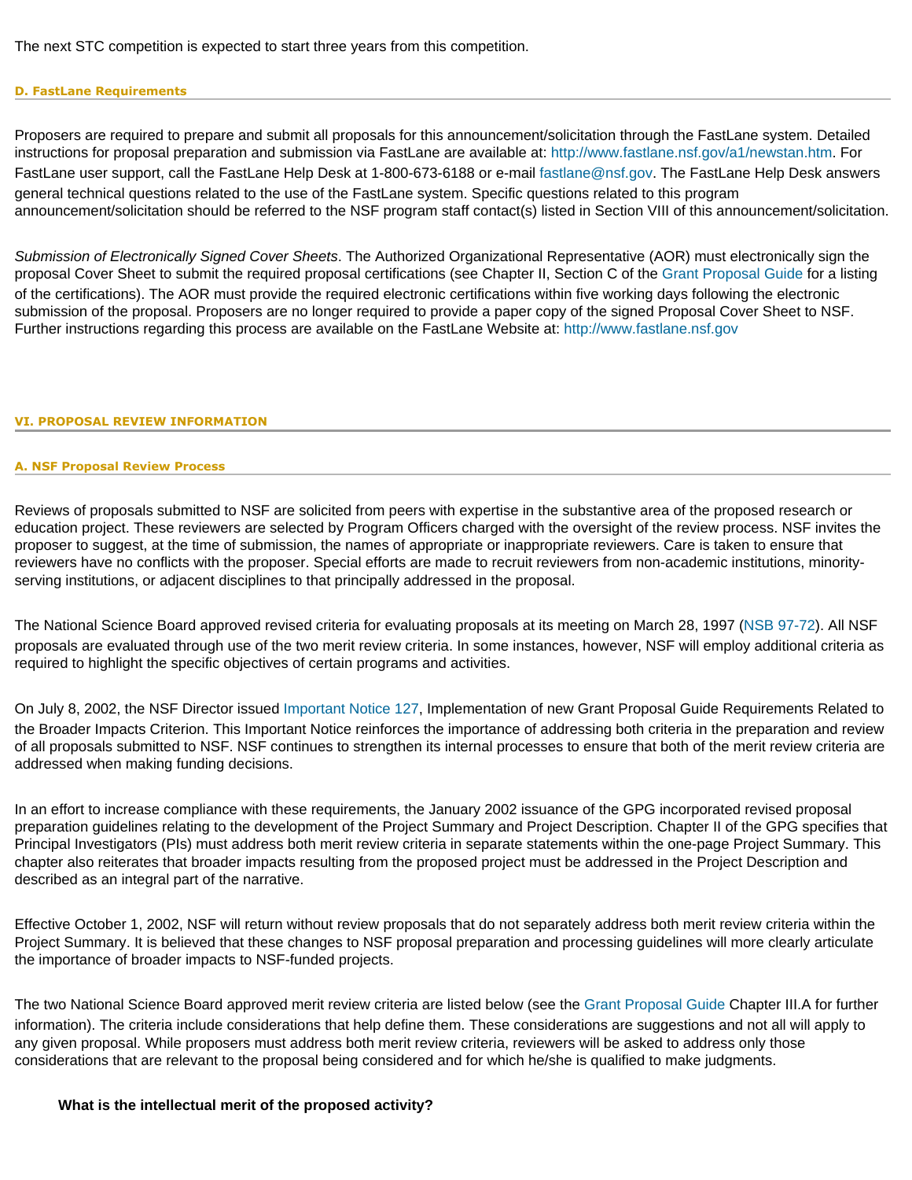The next STC competition is expected to start three years from this competition.

#### D. FastLane Requirements

Proposers are required to prepare and submit all proposals for this announcement/solicitation through the FastLane system. Detailed instructions for proposal preparation and submission via FastLane are available at: http://www.fastlane.nsf.gov/a1/newstan.htm. For FastLane user support, call the FastLane Help Desk at 1-800-673-6188 or e-mail fastlane@nsf.gov. The FastLane Help Desk answers general technical questions related to the use of the FastLane system. Specific questions related to this program announcement/solicitation should be referred to the NSF program staff contact(s) listed in Section VIII of this announcement/solicitation.

*Submission of Electronically Signed Cover Sheets*. The Authorized Organizational Representative (AOR) must electronically sign the proposal Cover Sheet to submit the required proposal certifications (see Chapter II, Section C of the Grant Proposal Guide for a listing of the certifications). The AOR must provide the required electronic certifications within five working days following the electronic submission of the proposal. Proposers are no longer required to provide a paper copy of the signed Proposal Cover Sheet to NSF. Further instructions regarding this process are available on the FastLane Website at: http://www.fastlane.nsf.gov

## VI. PROPOSAL REVIEW INFORMATION

#### A. NSF Proposal Review Process

Reviews of proposals submitted to NSF are solicited from peers with expertise in the substantive area of the proposed research or education project. These reviewers are selected by Program Officers charged with the oversight of the review process. NSF invites the proposer to suggest, at the time of submission, the names of appropriate or inappropriate reviewers. Care is taken to ensure that reviewers have no conflicts with the proposer. Special efforts are made to recruit reviewers from non-academic institutions, minority-serving institutions, or adjacent disciplines to that principally addressed in the proposal.

The National Science Board approved revised criteria for evaluating proposals at its meeting on March 28, 1997 (NSB 97-72). All NSF proposals are evaluated through use of the two merit review criteria. In some instances, however, NSF will employ additional criteria as required to highlight the specific objectives of certain programs and activities.

On July 8, 2002, the NSF Director issued Important Notice 127, Implementation of new Grant Proposal Guide Requirements Related to the Broader Impacts Criterion. This Important Notice reinforces the importance of addressing both criteria in the preparation and review of all proposals submitted to NSF. NSF continues to strengthen its internal processes to ensure that both of the merit review criteria are addressed when making funding decisions.

In an effort to increase compliance with these requirements, the January 2002 issuance of the GPG incorporated revised proposal preparation guidelines relating to the development of the Project Summary and Project Description. Chapter II of the GPG specifies that Principal Investigators (PIs) must address both merit review criteria in separate statements within the one-page Project Summary. This chapter also reiterates that broader impacts resulting from the proposed project must be addressed in the Project Description and described as an integral part of the narrative.

Effective October 1, 2002, NSF will return without review proposals that do not separately address both merit review criteria within the Project Summary. It is believed that these changes to NSF proposal preparation and processing guidelines will more clearly articulate the importance of broader impacts to NSF-funded projects.

The two National Science Board approved merit review criteria are listed below (see the Grant Proposal Guide Chapter III.A for further information). The criteria include considerations that help define them. These considerations are suggestions and not all will apply to any given proposal. While proposers must address both merit review criteria, reviewers will be asked to address only those considerations that are relevant to the proposal being considered and for which he/she is qualified to make judgments.

**What is the intellectual merit of the proposed activity?**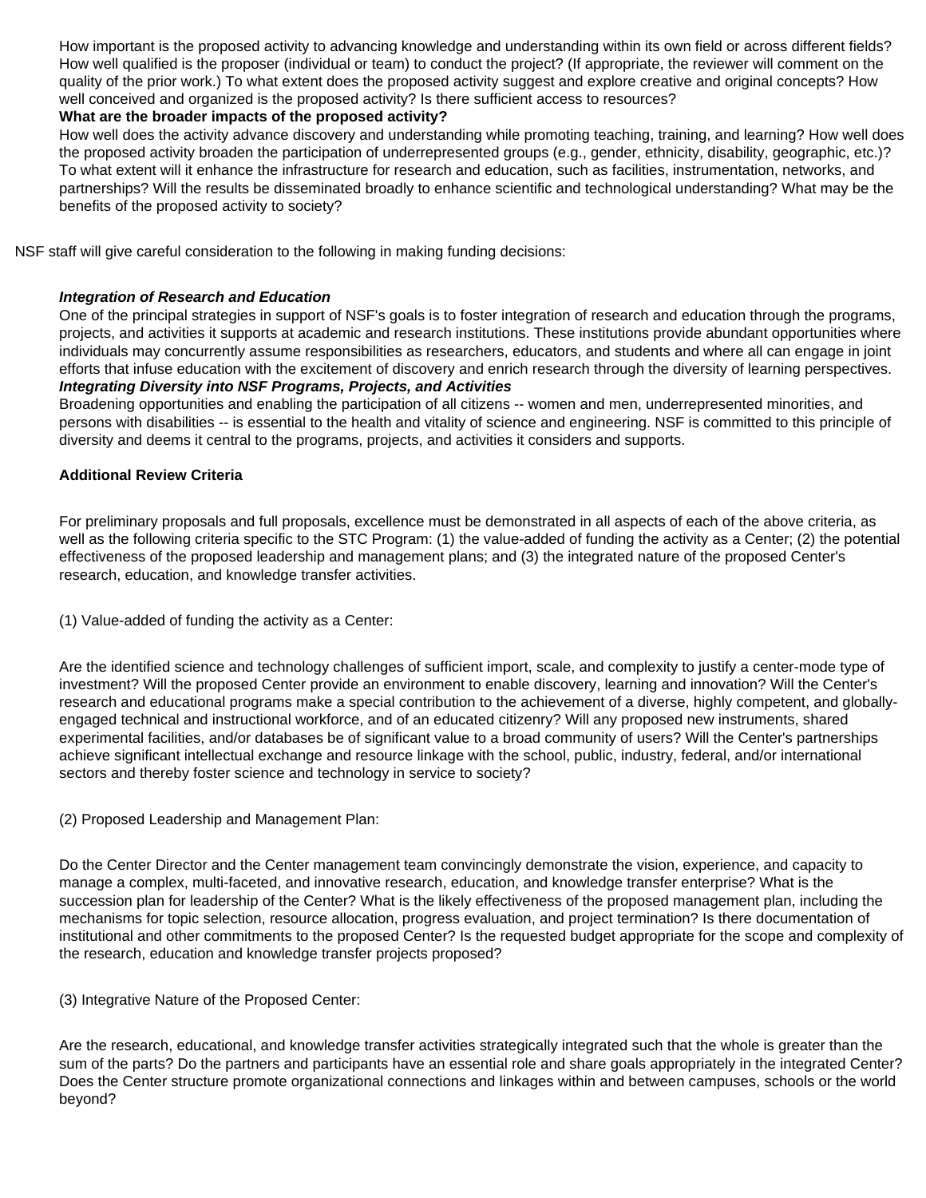How important is the proposed activity to advancing knowledge and understanding within its own field or across different fields? How well qualified is the proposer (individual or team) to conduct the project? (If appropriate, the reviewer will comment on the quality of the prior work.) To what extent does the proposed activity suggest and explore creative and original concepts? How well conceived and organized is the proposed activity? Is there sufficient access to resources?

**What are the broader impacts of the proposed activity?**

How well does the activity advance discovery and understanding while promoting teaching, training, and learning? How well does the proposed activity broaden the participation of underrepresented groups (e.g., gender, ethnicity, disability, geographic, etc.)? To what extent will it enhance the infrastructure for research and education, such as facilities, instrumentation, networks, and partnerships? Will the results be disseminated broadly to enhance scientific and technological understanding? What may be the benefits of the proposed activity to society?

NSF staff will give careful consideration to the following in making funding decisions:

***Integration of Research and Education***

One of the principal strategies in support of NSF's goals is to foster integration of research and education through the programs, projects, and activities it supports at academic and research institutions. These institutions provide abundant opportunities where individuals may concurrently assume responsibilities as researchers, educators, and students and where all can engage in joint efforts that infuse education with the excitement of discovery and enrich research through the diversity of learning perspectives.

***Integrating Diversity into NSF Programs, Projects, and Activities***

Broadening opportunities and enabling the participation of all citizens -- women and men, underrepresented minorities, and persons with disabilities -- is essential to the health and vitality of science and engineering. NSF is committed to this principle of diversity and deems it central to the programs, projects, and activities it considers and supports.

**Additional Review Criteria**

For preliminary proposals and full proposals, excellence must be demonstrated in all aspects of each of the above criteria, as well as the following criteria specific to the STC Program: (1) the value-added of funding the activity as a Center; (2) the potential effectiveness of the proposed leadership and management plans; and (3) the integrated nature of the proposed Center's research, education, and knowledge transfer activities.

(1) Value-added of funding the activity as a Center:

Are the identified science and technology challenges of sufficient import, scale, and complexity to justify a center-mode type of investment? Will the proposed Center provide an environment to enable discovery, learning and innovation? Will the Center's research and educational programs make a special contribution to the achievement of a diverse, highly competent, and globally-engaged technical and instructional workforce, and of an educated citizenry? Will any proposed new instruments, shared experimental facilities, and/or databases be of significant value to a broad community of users? Will the Center's partnerships achieve significant intellectual exchange and resource linkage with the school, public, industry, federal, and/or international sectors and thereby foster science and technology in service to society?

(2) Proposed Leadership and Management Plan:

Do the Center Director and the Center management team convincingly demonstrate the vision, experience, and capacity to manage a complex, multi-faceted, and innovative research, education, and knowledge transfer enterprise? What is the succession plan for leadership of the Center? What is the likely effectiveness of the proposed management plan, including the mechanisms for topic selection, resource allocation, progress evaluation, and project termination? Is there documentation of institutional and other commitments to the proposed Center? Is the requested budget appropriate for the scope and complexity of the research, education and knowledge transfer projects proposed?

(3) Integrative Nature of the Proposed Center:

Are the research, educational, and knowledge transfer activities strategically integrated such that the whole is greater than the sum of the parts? Do the partners and participants have an essential role and share goals appropriately in the integrated Center? Does the Center structure promote organizational connections and linkages within and between campuses, schools or the world beyond?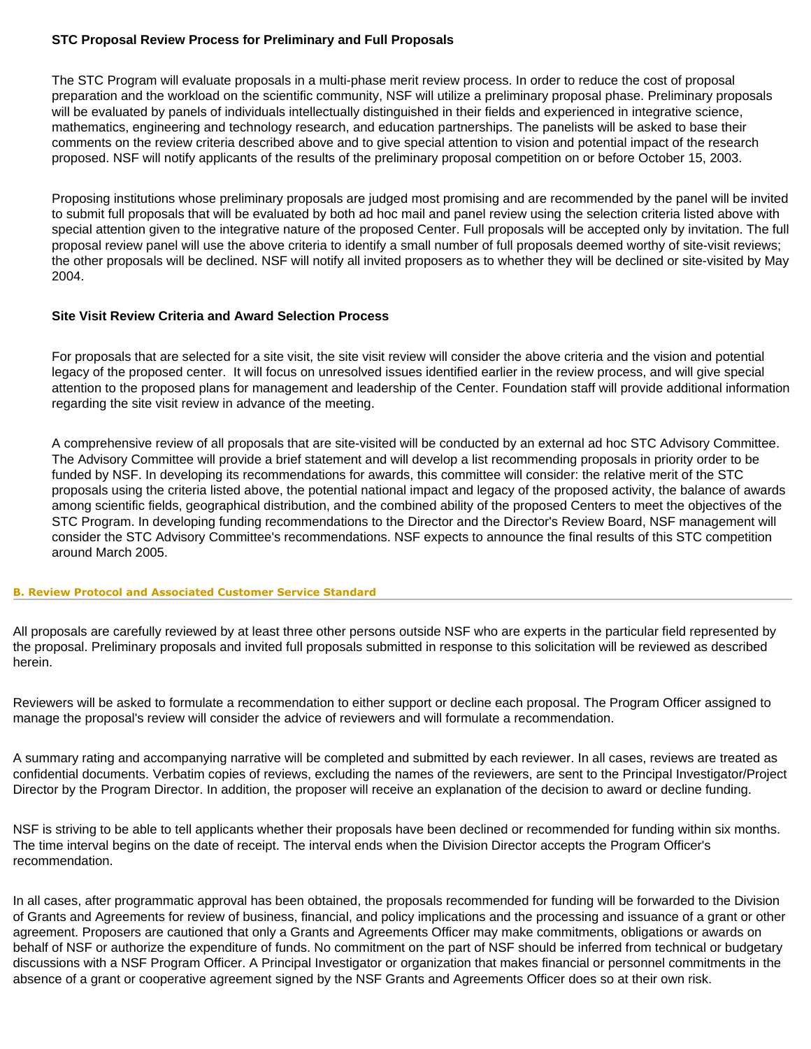#### STC Proposal Review Process for Preliminary and Full Proposals

The STC Program will evaluate proposals in a multi-phase merit review process. In order to reduce the cost of proposal preparation and the workload on the scientific community, NSF will utilize a preliminary proposal phase. Preliminary proposals will be evaluated by panels of individuals intellectually distinguished in their fields and experienced in integrative science, mathematics, engineering and technology research, and education partnerships. The panelists will be asked to base their comments on the review criteria described above and to give special attention to vision and potential impact of the research proposed. NSF will notify applicants of the results of the preliminary proposal competition on or before October 15, 2003.

Proposing institutions whose preliminary proposals are judged most promising and are recommended by the panel will be invited to submit full proposals that will be evaluated by both ad hoc mail and panel review using the selection criteria listed above with special attention given to the integrative nature of the proposed Center. Full proposals will be accepted only by invitation. The full proposal review panel will use the above criteria to identify a small number of full proposals deemed worthy of site-visit reviews; the other proposals will be declined. NSF will notify all invited proposers as to whether they will be declined or site-visited by May 2004.

#### Site Visit Review Criteria and Award Selection Process

For proposals that are selected for a site visit, the site visit review will consider the above criteria and the vision and potential legacy of the proposed center. It will focus on unresolved issues identified earlier in the review process, and will give special attention to the proposed plans for management and leadership of the Center. Foundation staff will provide additional information regarding the site visit review in advance of the meeting.

A comprehensive review of all proposals that are site-visited will be conducted by an external ad hoc STC Advisory Committee. The Advisory Committee will provide a brief statement and will develop a list recommending proposals in priority order to be funded by NSF. In developing its recommendations for awards, this committee will consider: the relative merit of the STC proposals using the criteria listed above, the potential national impact and legacy of the proposed activity, the balance of awards among scientific fields, geographical distribution, and the combined ability of the proposed Centers to meet the objectives of the STC Program. In developing funding recommendations to the Director and the Director's Review Board, NSF management will consider the STC Advisory Committee's recommendations. NSF expects to announce the final results of this STC competition around March 2005.

### B. Review Protocol and Associated Customer Service Standard

All proposals are carefully reviewed by at least three other persons outside NSF who are experts in the particular field represented by the proposal. Preliminary proposals and invited full proposals submitted in response to this solicitation will be reviewed as described herein.

Reviewers will be asked to formulate a recommendation to either support or decline each proposal. The Program Officer assigned to manage the proposal's review will consider the advice of reviewers and will formulate a recommendation.

A summary rating and accompanying narrative will be completed and submitted by each reviewer. In all cases, reviews are treated as confidential documents. Verbatim copies of reviews, excluding the names of the reviewers, are sent to the Principal Investigator/Project Director by the Program Director. In addition, the proposer will receive an explanation of the decision to award or decline funding.

NSF is striving to be able to tell applicants whether their proposals have been declined or recommended for funding within six months. The time interval begins on the date of receipt. The interval ends when the Division Director accepts the Program Officer's recommendation.

In all cases, after programmatic approval has been obtained, the proposals recommended for funding will be forwarded to the Division of Grants and Agreements for review of business, financial, and policy implications and the processing and issuance of a grant or other agreement. Proposers are cautioned that only a Grants and Agreements Officer may make commitments, obligations or awards on behalf of NSF or authorize the expenditure of funds. No commitment on the part of NSF should be inferred from technical or budgetary discussions with a NSF Program Officer. A Principal Investigator or organization that makes financial or personnel commitments in the absence of a grant or cooperative agreement signed by the NSF Grants and Agreements Officer does so at their own risk.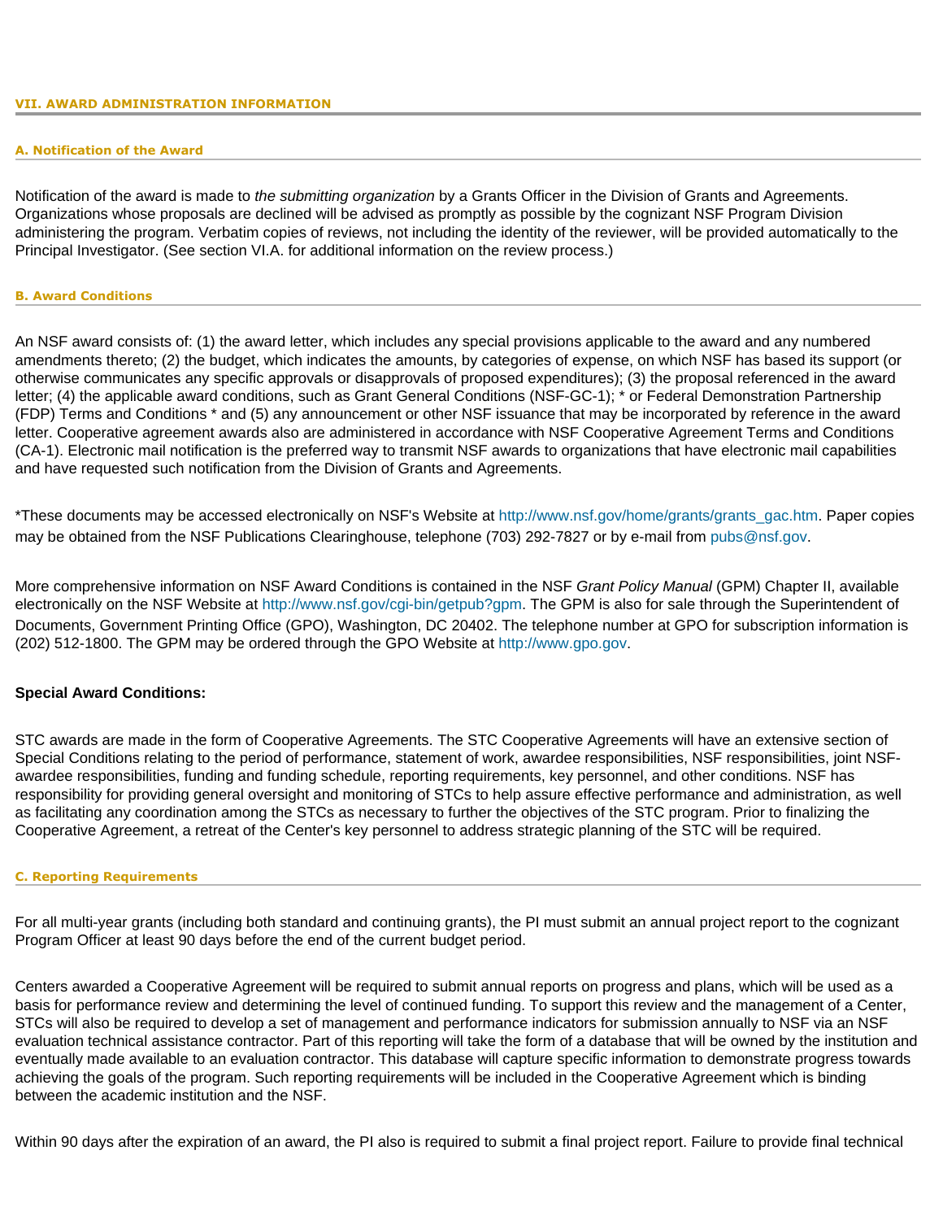## VII. AWARD ADMINISTRATION INFORMATION

### A. Notification of the Award

Notification of the award is made to *the submitting organization* by a Grants Officer in the Division of Grants and Agreements. Organizations whose proposals are declined will be advised as promptly as possible by the cognizant NSF Program Division administering the program. Verbatim copies of reviews, not including the identity of the reviewer, will be provided automatically to the Principal Investigator. (See section VI.A. for additional information on the review process.)

### B. Award Conditions

An NSF award consists of: (1) the award letter, which includes any special provisions applicable to the award and any numbered amendments thereto; (2) the budget, which indicates the amounts, by categories of expense, on which NSF has based its support (or otherwise communicates any specific approvals or disapprovals of proposed expenditures); (3) the proposal referenced in the award letter; (4) the applicable award conditions, such as Grant General Conditions (NSF-GC-1); * or Federal Demonstration Partnership (FDP) Terms and Conditions * and (5) any announcement or other NSF issuance that may be incorporated by reference in the award letter. Cooperative agreement awards also are administered in accordance with NSF Cooperative Agreement Terms and Conditions (CA-1). Electronic mail notification is the preferred way to transmit NSF awards to organizations that have electronic mail capabilities and have requested such notification from the Division of Grants and Agreements.

*These documents may be accessed electronically on NSF's Website at http://www.nsf.gov/home/grants/grants_gac.htm. Paper copies may be obtained from the NSF Publications Clearinghouse, telephone (703) 292-7827 or by e-mail from pubs@nsf.gov.

More comprehensive information on NSF Award Conditions is contained in the NSF *Grant Policy Manual* (GPM) Chapter II, available electronically on the NSF Website at http://www.nsf.gov/cgi-bin/getpub?gpm. The GPM is also for sale through the Superintendent of Documents, Government Printing Office (GPO), Washington, DC 20402. The telephone number at GPO for subscription information is (202) 512-1800. The GPM may be ordered through the GPO Website at http://www.gpo.gov.

**Special Award Conditions:**

STC awards are made in the form of Cooperative Agreements. The STC Cooperative Agreements will have an extensive section of Special Conditions relating to the period of performance, statement of work, awardee responsibilities, NSF responsibilities, joint NSF-awardee responsibilities, funding and funding schedule, reporting requirements, key personnel, and other conditions. NSF has responsibility for providing general oversight and monitoring of STCs to help assure effective performance and administration, as well as facilitating any coordination among the STCs as necessary to further the objectives of the STC program. Prior to finalizing the Cooperative Agreement, a retreat of the Center's key personnel to address strategic planning of the STC will be required.

### C. Reporting Requirements

For all multi-year grants (including both standard and continuing grants), the PI must submit an annual project report to the cognizant Program Officer at least 90 days before the end of the current budget period.

Centers awarded a Cooperative Agreement will be required to submit annual reports on progress and plans, which will be used as a basis for performance review and determining the level of continued funding. To support this review and the management of a Center, STCs will also be required to develop a set of management and performance indicators for submission annually to NSF via an NSF evaluation technical assistance contractor. Part of this reporting will take the form of a database that will be owned by the institution and eventually made available to an evaluation contractor. This database will capture specific information to demonstrate progress towards achieving the goals of the program. Such reporting requirements will be included in the Cooperative Agreement which is binding between the academic institution and the NSF.

Within 90 days after the expiration of an award, the PI also is required to submit a final project report. Failure to provide final technical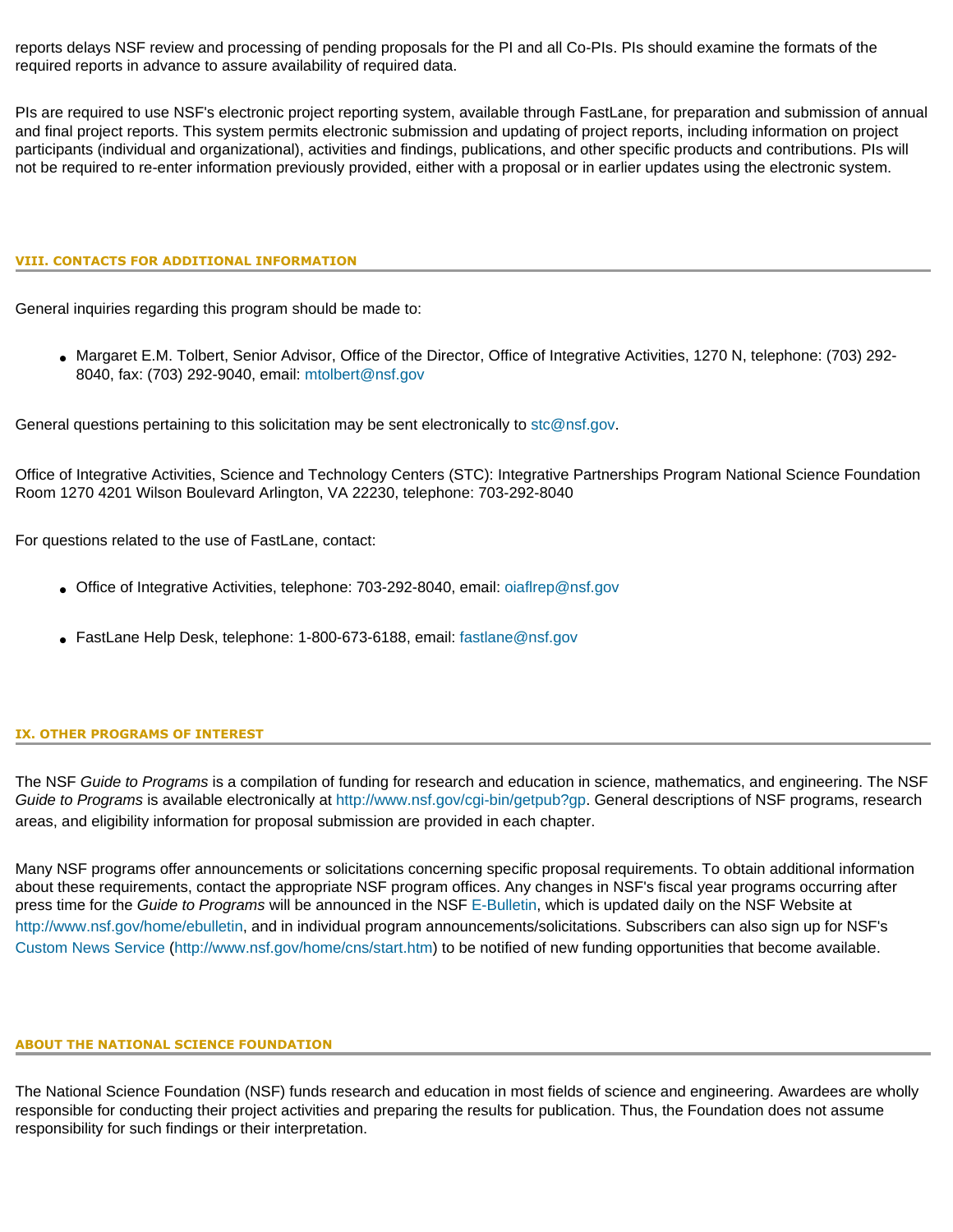reports delays NSF review and processing of pending proposals for the PI and all Co-PIs. PIs should examine the formats of the required reports in advance to assure availability of required data.

PIs are required to use NSF's electronic project reporting system, available through FastLane, for preparation and submission of annual and final project reports. This system permits electronic submission and updating of project reports, including information on project participants (individual and organizational), activities and findings, publications, and other specific products and contributions. PIs will not be required to re-enter information previously provided, either with a proposal or in earlier updates using the electronic system.

## VIII. CONTACTS FOR ADDITIONAL INFORMATION

General inquiries regarding this program should be made to:

- Margaret E.M. Tolbert, Senior Advisor, Office of the Director, Office of Integrative Activities, 1270 N, telephone: (703) 292-8040, fax: (703) 292-9040, email: mtolbert@nsf.gov

General questions pertaining to this solicitation may be sent electronically to stc@nsf.gov.

Office of Integrative Activities, Science and Technology Centers (STC): Integrative Partnerships Program National Science Foundation Room 1270 4201 Wilson Boulevard Arlington, VA 22230, telephone: 703-292-8040

For questions related to the use of FastLane, contact:

- Office of Integrative Activities, telephone: 703-292-8040, email: oiaflrep@nsf.gov
- FastLane Help Desk, telephone: 1-800-673-6188, email: fastlane@nsf.gov

## IX. OTHER PROGRAMS OF INTEREST

The NSF *Guide to Programs* is a compilation of funding for research and education in science, mathematics, and engineering. The NSF *Guide to Programs* is available electronically at http://www.nsf.gov/cgi-bin/getpub?gp. General descriptions of NSF programs, research areas, and eligibility information for proposal submission are provided in each chapter.

Many NSF programs offer announcements or solicitations concerning specific proposal requirements. To obtain additional information about these requirements, contact the appropriate NSF program offices. Any changes in NSF's fiscal year programs occurring after press time for the *Guide to Programs* will be announced in the NSF E-Bulletin, which is updated daily on the NSF Website at http://www.nsf.gov/home/ebulletin, and in individual program announcements/solicitations. Subscribers can also sign up for NSF's Custom News Service (http://www.nsf.gov/home/cns/start.htm) to be notified of new funding opportunities that become available.

## ABOUT THE NATIONAL SCIENCE FOUNDATION

The National Science Foundation (NSF) funds research and education in most fields of science and engineering. Awardees are wholly responsible for conducting their project activities and preparing the results for publication. Thus, the Foundation does not assume responsibility for such findings or their interpretation.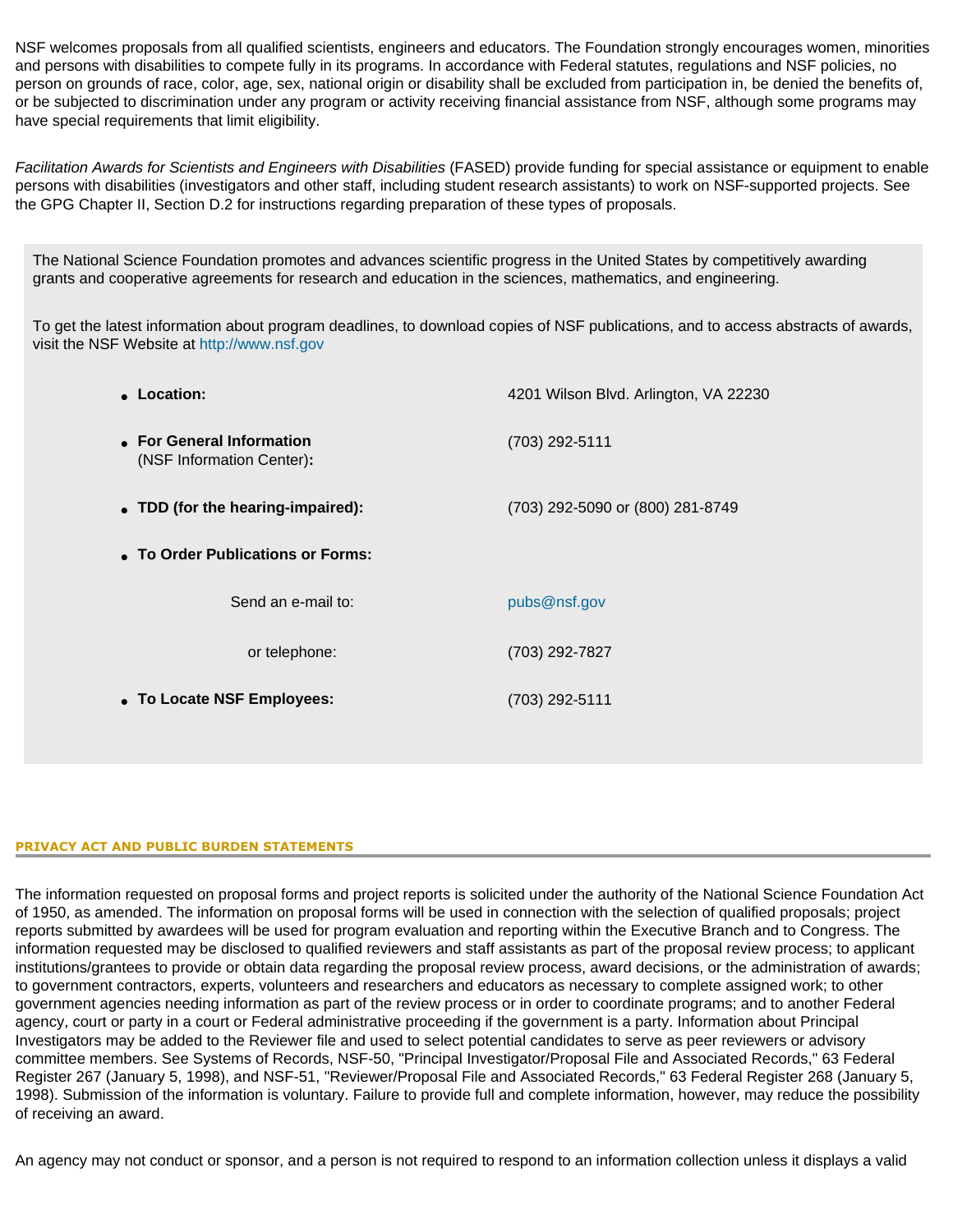NSF welcomes proposals from all qualified scientists, engineers and educators. The Foundation strongly encourages women, minorities and persons with disabilities to compete fully in its programs. In accordance with Federal statutes, regulations and NSF policies, no person on grounds of race, color, age, sex, national origin or disability shall be excluded from participation in, be denied the benefits of, or be subjected to discrimination under any program or activity receiving financial assistance from NSF, although some programs may have special requirements that limit eligibility.

*Facilitation Awards for Scientists and Engineers with Disabilities* (FASED) provide funding for special assistance or equipment to enable persons with disabilities (investigators and other staff, including student research assistants) to work on NSF-supported projects. See the GPG Chapter II, Section D.2 for instructions regarding preparation of these types of proposals.

The National Science Foundation promotes and advances scientific progress in the United States by competitively awarding grants and cooperative agreements for research and education in the sciences, mathematics, and engineering.

To get the latest information about program deadlines, to download copies of NSF publications, and to access abstracts of awards, visit the NSF Website at http://www.nsf.gov

- **Location:** 4201 Wilson Blvd. Arlington, VA 22230
- **For General Information** (NSF Information Center)**:** (703) 292-5111
- **TDD (for the hearing-impaired):** (703) 292-5090 or (800) 281-8749
- **To Order Publications or Forms:**
  - Send an e-mail to: pubs@nsf.gov
  - or telephone: (703) 292-7827
- **To Locate NSF Employees:** (703) 292-5111

## PRIVACY ACT AND PUBLIC BURDEN STATEMENTS

The information requested on proposal forms and project reports is solicited under the authority of the National Science Foundation Act of 1950, as amended. The information on proposal forms will be used in connection with the selection of qualified proposals; project reports submitted by awardees will be used for program evaluation and reporting within the Executive Branch and to Congress. The information requested may be disclosed to qualified reviewers and staff assistants as part of the proposal review process; to applicant institutions/grantees to provide or obtain data regarding the proposal review process, award decisions, or the administration of awards; to government contractors, experts, volunteers and researchers and educators as necessary to complete assigned work; to other government agencies needing information as part of the review process or in order to coordinate programs; and to another Federal agency, court or party in a court or Federal administrative proceeding if the government is a party. Information about Principal Investigators may be added to the Reviewer file and used to select potential candidates to serve as peer reviewers or advisory committee members. See Systems of Records, NSF-50, "Principal Investigator/Proposal File and Associated Records," 63 Federal Register 267 (January 5, 1998), and NSF-51, "Reviewer/Proposal File and Associated Records," 63 Federal Register 268 (January 5, 1998). Submission of the information is voluntary. Failure to provide full and complete information, however, may reduce the possibility of receiving an award.

An agency may not conduct or sponsor, and a person is not required to respond to an information collection unless it displays a valid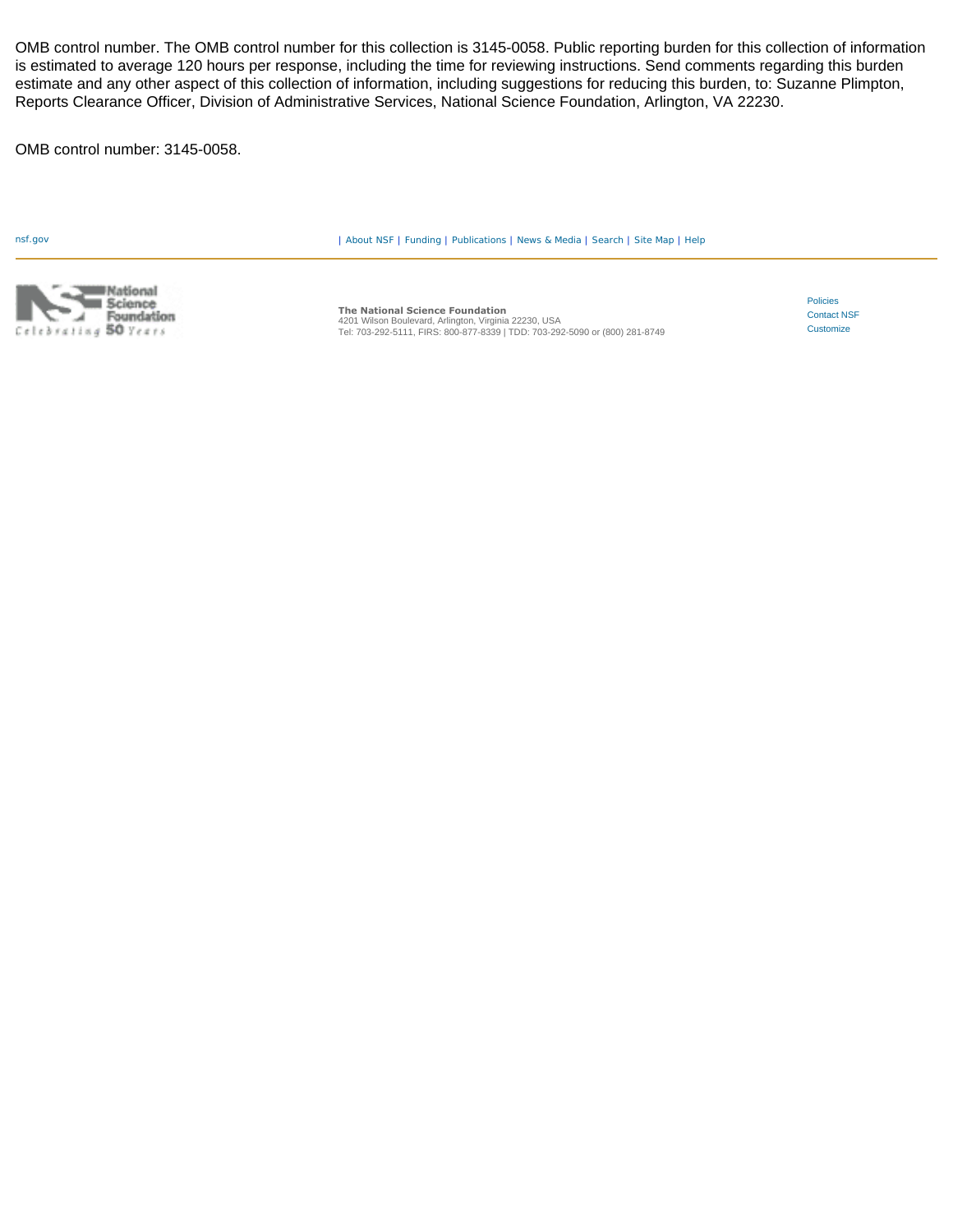OMB control number. The OMB control number for this collection is 3145-0058. Public reporting burden for this collection of information is estimated to average 120 hours per response, including the time for reviewing instructions. Send comments regarding this burden estimate and any other aspect of this collection of information, including suggestions for reducing this burden, to: Suzanne Plimpton, Reports Clearance Officer, Division of Administrative Services, National Science Foundation, Arlington, VA 22230.

OMB control number: 3145-0058.

nsf.gov | About NSF | Funding | Publications | News & Media | Search | Site Map | Help

National Science Foundation Celebrating 50 Years

**The National Science Foundation**
4201 Wilson Boulevard, Arlington, Virginia 22230, USA
Tel: 703-292-5111, FIRS: 800-877-8339 | TDD: 703-292-5090 or (800) 281-8749

Policies
Contact NSF
Customize